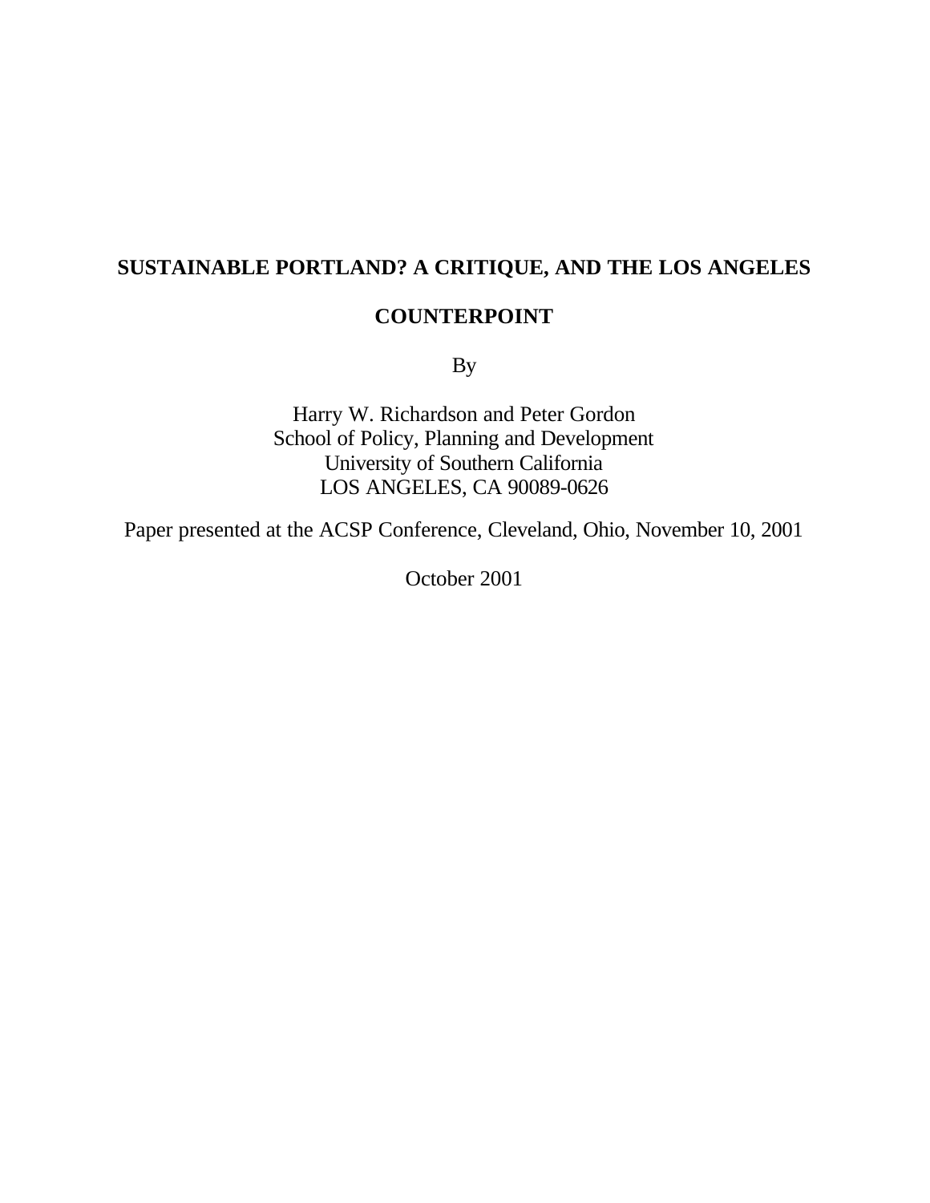# SUSTAINABLE PORTLAND? A CRITIQUE, AND THE LOS ANGELES COUNTERPOINT

By

Harry W. Richardson and Peter Gordon
School of Policy, Planning and Development
University of Southern California
LOS ANGELES, CA 90089-0626

Paper presented at the ACSP Conference, Cleveland, Ohio, November 10, 2001

October 2001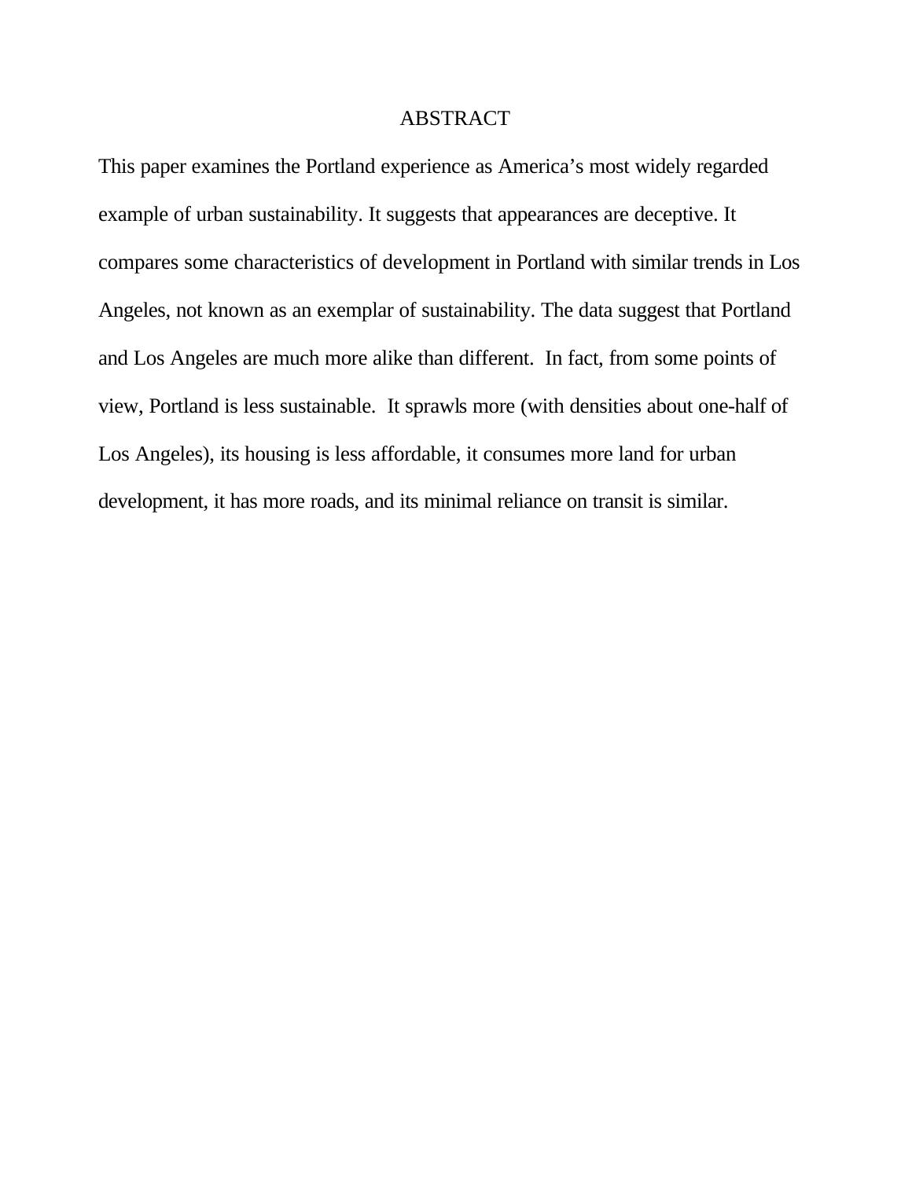# ABSTRACT

This paper examines the Portland experience as America's most widely regarded example of urban sustainability. It suggests that appearances are deceptive. It compares some characteristics of development in Portland with similar trends in Los Angeles, not known as an exemplar of sustainability. The data suggest that Portland and Los Angeles are much more alike than different. In fact, from some points of view, Portland is less sustainable. It sprawls more (with densities about one-half of Los Angeles), its housing is less affordable, it consumes more land for urban development, it has more roads, and its minimal reliance on transit is similar.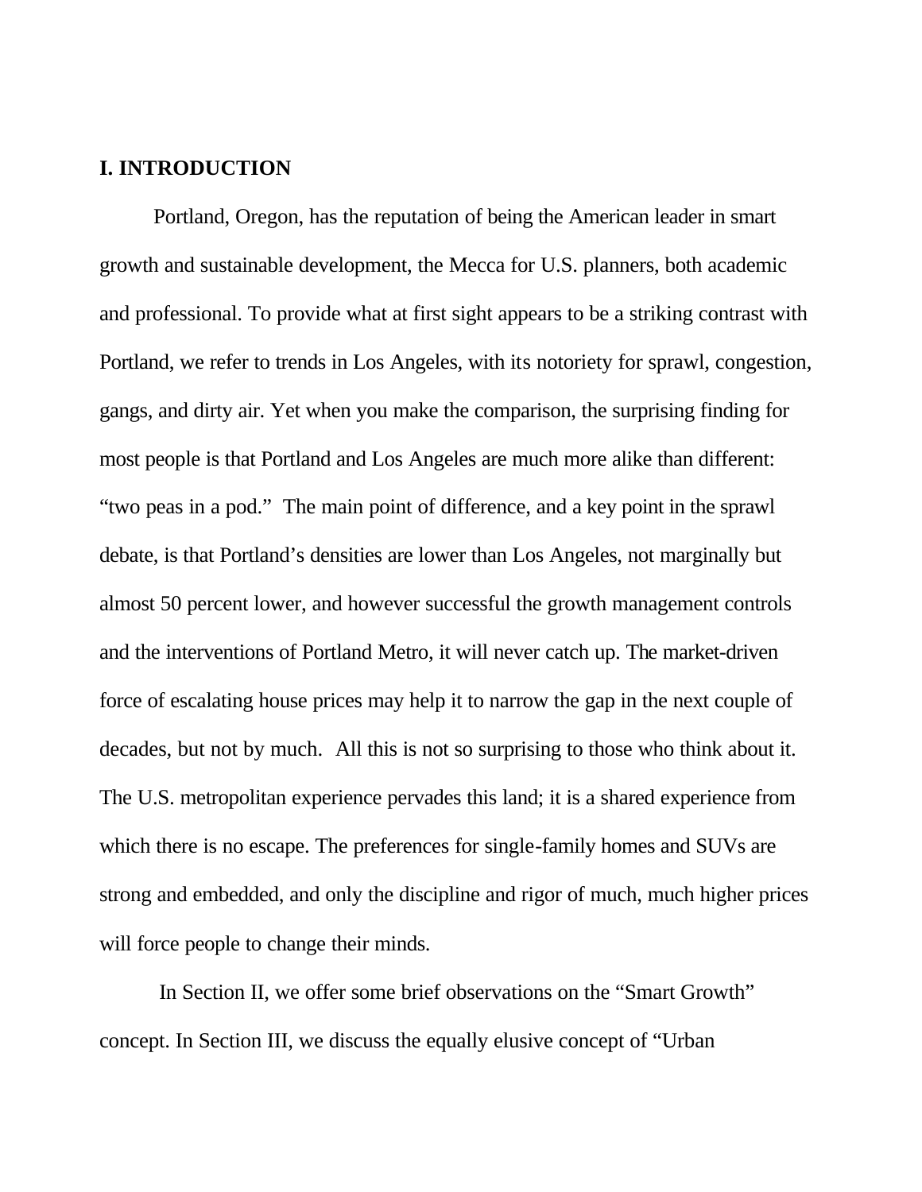## I. INTRODUCTION

Portland, Oregon, has the reputation of being the American leader in smart growth and sustainable development, the Mecca for U.S. planners, both academic and professional. To provide what at first sight appears to be a striking contrast with Portland, we refer to trends in Los Angeles, with its notoriety for sprawl, congestion, gangs, and dirty air. Yet when you make the comparison, the surprising finding for most people is that Portland and Los Angeles are much more alike than different: "two peas in a pod." The main point of difference, and a key point in the sprawl debate, is that Portland's densities are lower than Los Angeles, not marginally but almost 50 percent lower, and however successful the growth management controls and the interventions of Portland Metro, it will never catch up. The market-driven force of escalating house prices may help it to narrow the gap in the next couple of decades, but not by much. All this is not so surprising to those who think about it. The U.S. metropolitan experience pervades this land; it is a shared experience from which there is no escape. The preferences for single-family homes and SUVs are strong and embedded, and only the discipline and rigor of much, much higher prices will force people to change their minds.

In Section II, we offer some brief observations on the "Smart Growth" concept. In Section III, we discuss the equally elusive concept of "Urban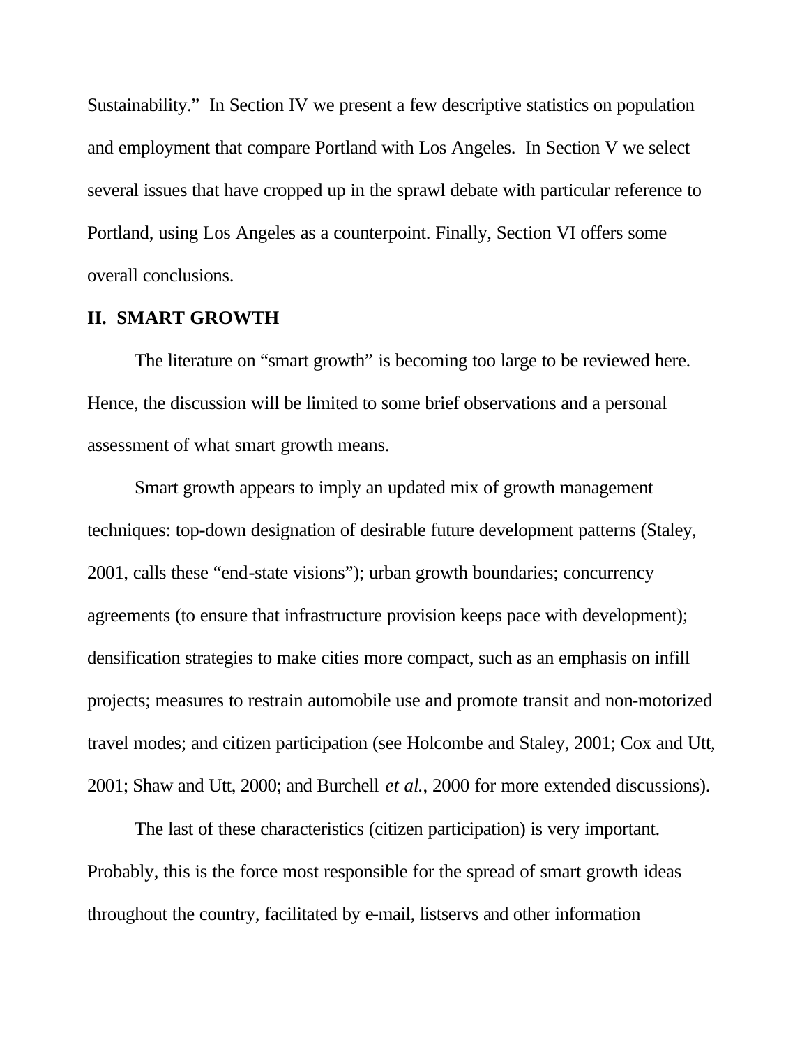Sustainability." In Section IV we present a few descriptive statistics on population and employment that compare Portland with Los Angeles. In Section V we select several issues that have cropped up in the sprawl debate with particular reference to Portland, using Los Angeles as a counterpoint. Finally, Section VI offers some overall conclusions.

## II. SMART GROWTH

The literature on "smart growth" is becoming too large to be reviewed here. Hence, the discussion will be limited to some brief observations and a personal assessment of what smart growth means.

Smart growth appears to imply an updated mix of growth management techniques: top-down designation of desirable future development patterns (Staley, 2001, calls these "end-state visions"); urban growth boundaries; concurrency agreements (to ensure that infrastructure provision keeps pace with development); densification strategies to make cities more compact, such as an emphasis on infill projects; measures to restrain automobile use and promote transit and non-motorized travel modes; and citizen participation (see Holcombe and Staley, 2001; Cox and Utt, 2001; Shaw and Utt, 2000; and Burchell *et al.*, 2000 for more extended discussions).

The last of these characteristics (citizen participation) is very important. Probably, this is the force most responsible for the spread of smart growth ideas throughout the country, facilitated by e-mail, listservs and other information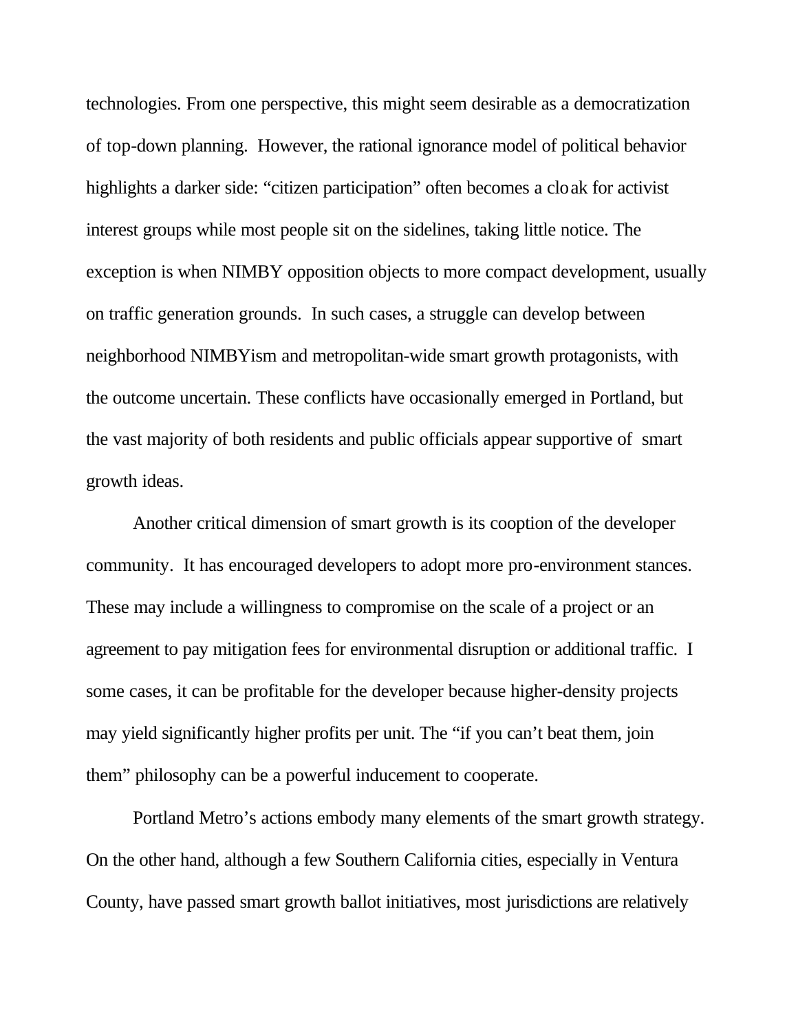technologies. From one perspective, this might seem desirable as a democratization of top-down planning. However, the rational ignorance model of political behavior highlights a darker side: "citizen participation" often becomes a cloak for activist interest groups while most people sit on the sidelines, taking little notice. The exception is when NIMBY opposition objects to more compact development, usually on traffic generation grounds. In such cases, a struggle can develop between neighborhood NIMBYism and metropolitan-wide smart growth protagonists, with the outcome uncertain. These conflicts have occasionally emerged in Portland, but the vast majority of both residents and public officials appear supportive of smart growth ideas.

Another critical dimension of smart growth is its cooption of the developer community. It has encouraged developers to adopt more pro-environment stances. These may include a willingness to compromise on the scale of a project or an agreement to pay mitigation fees for environmental disruption or additional traffic. I some cases, it can be profitable for the developer because higher-density projects may yield significantly higher profits per unit. The "if you can't beat them, join them" philosophy can be a powerful inducement to cooperate.

Portland Metro's actions embody many elements of the smart growth strategy. On the other hand, although a few Southern California cities, especially in Ventura County, have passed smart growth ballot initiatives, most jurisdictions are relatively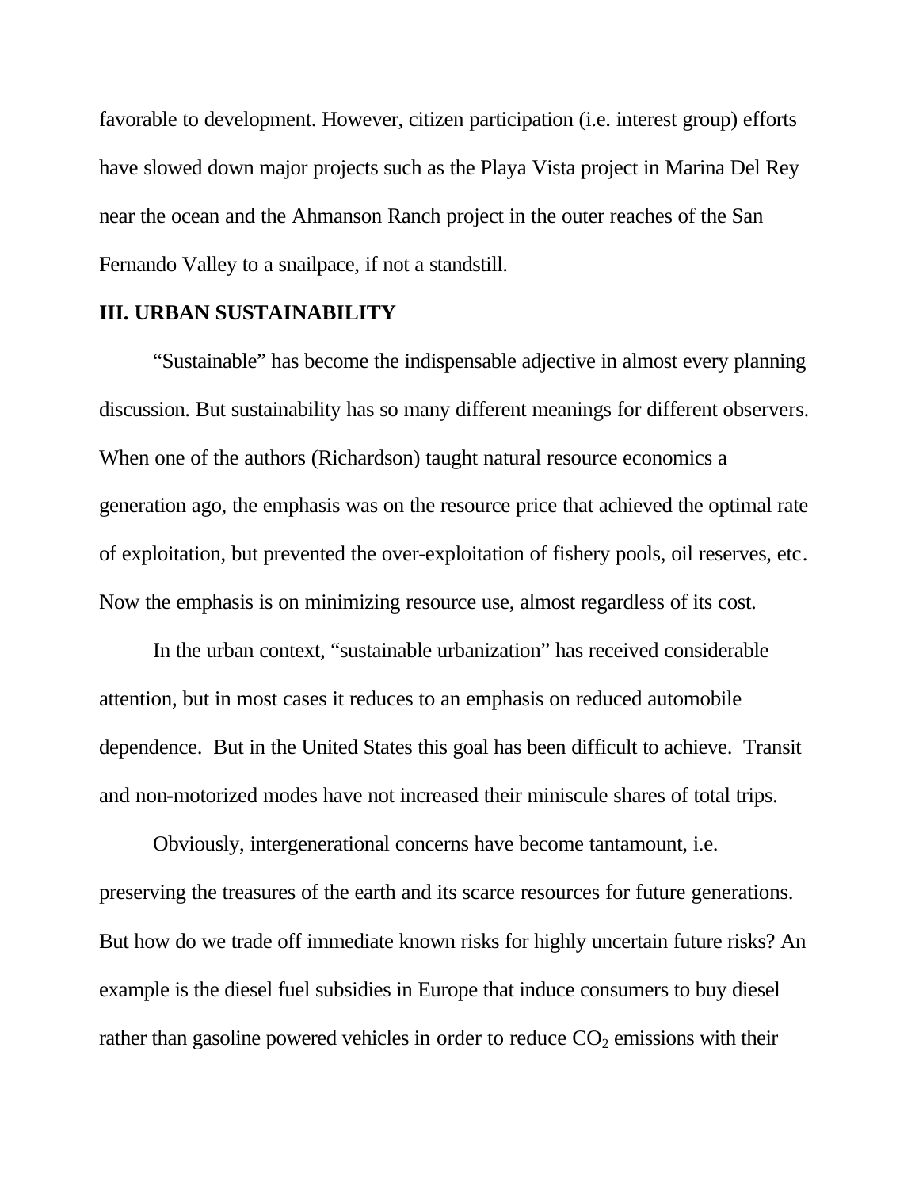favorable to development. However, citizen participation (i.e. interest group) efforts have slowed down major projects such as the Playa Vista project in Marina Del Rey near the ocean and the Ahmanson Ranch project in the outer reaches of the San Fernando Valley to a snailpace, if not a standstill.

## III. URBAN SUSTAINABILITY

"Sustainable" has become the indispensable adjective in almost every planning discussion. But sustainability has so many different meanings for different observers. When one of the authors (Richardson) taught natural resource economics a generation ago, the emphasis was on the resource price that achieved the optimal rate of exploitation, but prevented the over-exploitation of fishery pools, oil reserves, etc. Now the emphasis is on minimizing resource use, almost regardless of its cost.

In the urban context, "sustainable urbanization" has received considerable attention, but in most cases it reduces to an emphasis on reduced automobile dependence. But in the United States this goal has been difficult to achieve. Transit and non-motorized modes have not increased their miniscule shares of total trips.

Obviously, intergenerational concerns have become tantamount, i.e. preserving the treasures of the earth and its scarce resources for future generations. But how do we trade off immediate known risks for highly uncertain future risks? An example is the diesel fuel subsidies in Europe that induce consumers to buy diesel rather than gasoline powered vehicles in order to reduce $CO_2$ emissions with their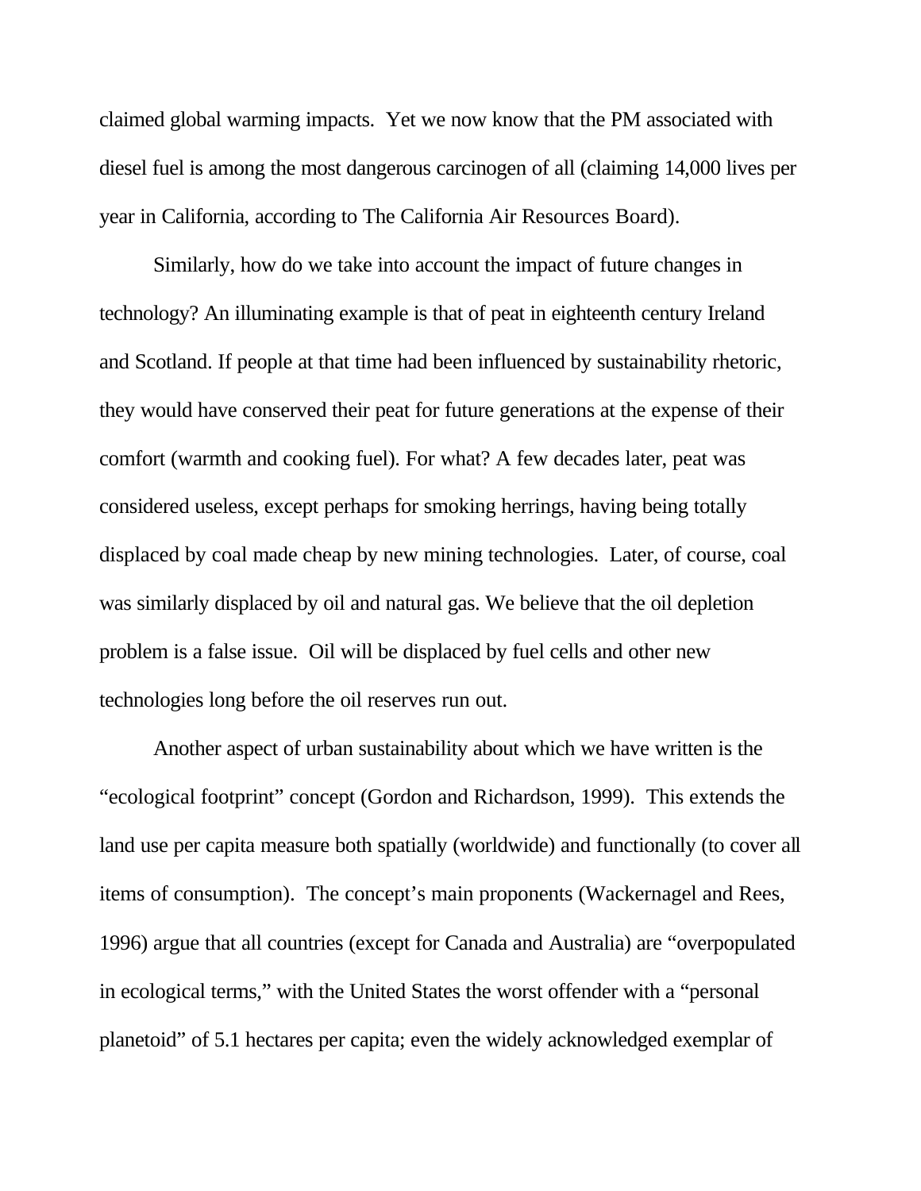claimed global warming impacts. Yet we now know that the PM associated with diesel fuel is among the most dangerous carcinogen of all (claiming 14,000 lives per year in California, according to The California Air Resources Board).

Similarly, how do we take into account the impact of future changes in technology? An illuminating example is that of peat in eighteenth century Ireland and Scotland. If people at that time had been influenced by sustainability rhetoric, they would have conserved their peat for future generations at the expense of their comfort (warmth and cooking fuel). For what? A few decades later, peat was considered useless, except perhaps for smoking herrings, having being totally displaced by coal made cheap by new mining technologies. Later, of course, coal was similarly displaced by oil and natural gas. We believe that the oil depletion problem is a false issue. Oil will be displaced by fuel cells and other new technologies long before the oil reserves run out.

Another aspect of urban sustainability about which we have written is the "ecological footprint" concept (Gordon and Richardson, 1999). This extends the land use per capita measure both spatially (worldwide) and functionally (to cover all items of consumption). The concept's main proponents (Wackernagel and Rees, 1996) argue that all countries (except for Canada and Australia) are "overpopulated in ecological terms," with the United States the worst offender with a "personal planetoid" of 5.1 hectares per capita; even the widely acknowledged exemplar of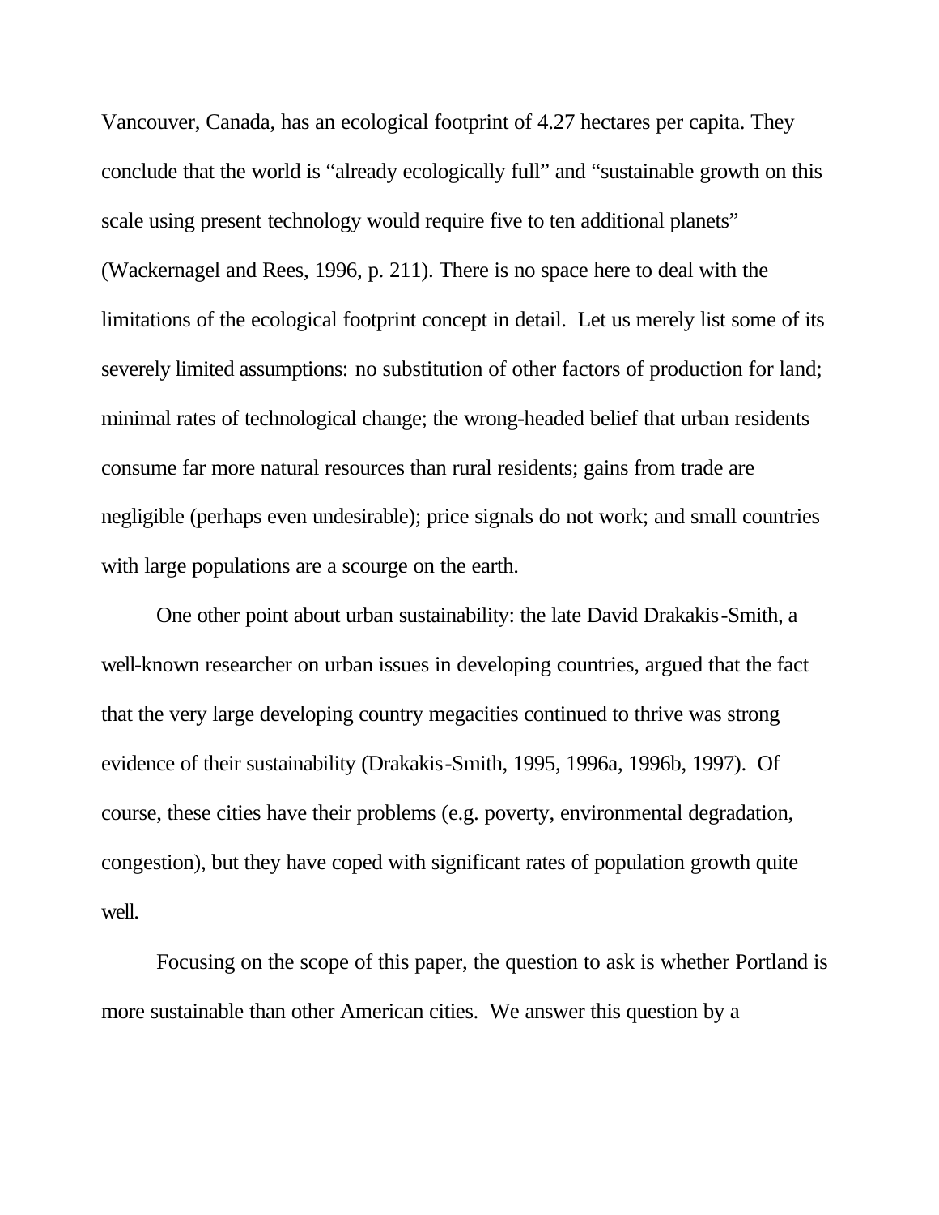Vancouver, Canada, has an ecological footprint of 4.27 hectares per capita. They conclude that the world is "already ecologically full" and "sustainable growth on this scale using present technology would require five to ten additional planets" (Wackernagel and Rees, 1996, p. 211). There is no space here to deal with the limitations of the ecological footprint concept in detail. Let us merely list some of its severely limited assumptions: no substitution of other factors of production for land; minimal rates of technological change; the wrong-headed belief that urban residents consume far more natural resources than rural residents; gains from trade are negligible (perhaps even undesirable); price signals do not work; and small countries with large populations are a scourge on the earth.

One other point about urban sustainability: the late David Drakakis-Smith, a well-known researcher on urban issues in developing countries, argued that the fact that the very large developing country megacities continued to thrive was strong evidence of their sustainability (Drakakis-Smith, 1995, 1996a, 1996b, 1997). Of course, these cities have their problems (e.g. poverty, environmental degradation, congestion), but they have coped with significant rates of population growth quite well.

Focusing on the scope of this paper, the question to ask is whether Portland is more sustainable than other American cities. We answer this question by a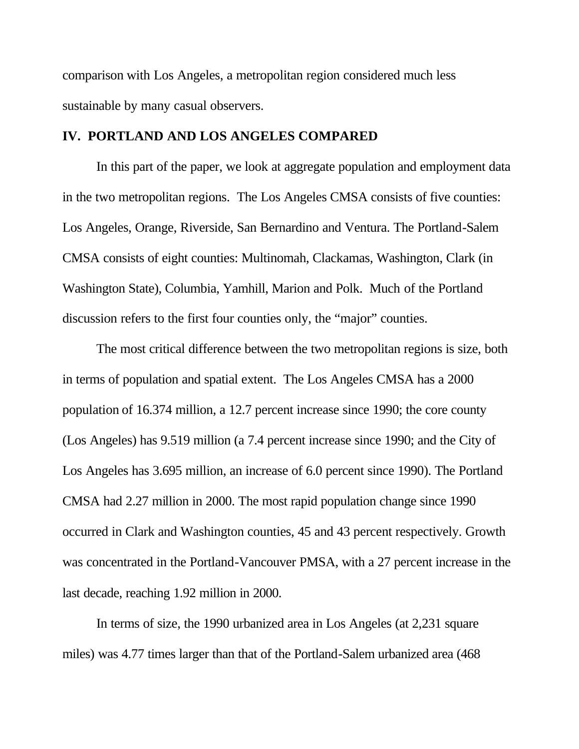comparison with Los Angeles, a metropolitan region considered much less sustainable by many casual observers.

## IV. PORTLAND AND LOS ANGELES COMPARED

In this part of the paper, we look at aggregate population and employment data in the two metropolitan regions. The Los Angeles CMSA consists of five counties: Los Angeles, Orange, Riverside, San Bernardino and Ventura. The Portland-Salem CMSA consists of eight counties: Multnomah, Clackamas, Washington, Clark (in Washington State), Columbia, Yamhill, Marion and Polk. Much of the Portland discussion refers to the first four counties only, the "major" counties.

The most critical difference between the two metropolitan regions is size, both in terms of population and spatial extent. The Los Angeles CMSA has a 2000 population of 16.374 million, a 12.7 percent increase since 1990; the core county (Los Angeles) has 9.519 million (a 7.4 percent increase since 1990; and the City of Los Angeles has 3.695 million, an increase of 6.0 percent since 1990). The Portland CMSA had 2.27 million in 2000. The most rapid population change since 1990 occurred in Clark and Washington counties, 45 and 43 percent respectively. Growth was concentrated in the Portland-Vancouver PMSA, with a 27 percent increase in the last decade, reaching 1.92 million in 2000.

In terms of size, the 1990 urbanized area in Los Angeles (at 2,231 square miles) was 4.77 times larger than that of the Portland-Salem urbanized area (468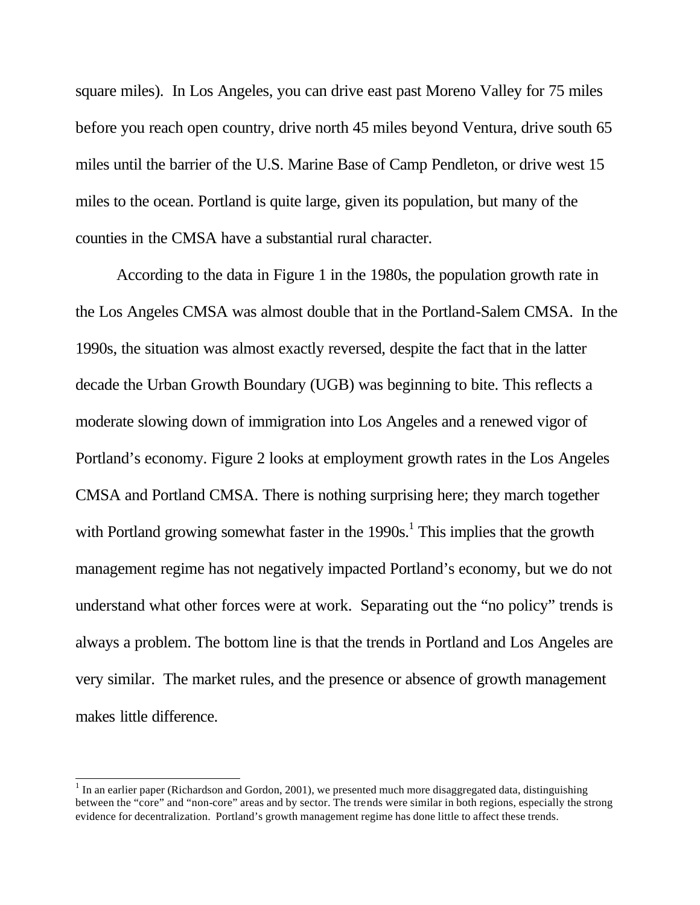square miles). In Los Angeles, you can drive east past Moreno Valley for 75 miles before you reach open country, drive north 45 miles beyond Ventura, drive south 65 miles until the barrier of the U.S. Marine Base of Camp Pendleton, or drive west 15 miles to the ocean. Portland is quite large, given its population, but many of the counties in the CMSA have a substantial rural character.

According to the data in Figure 1 in the 1980s, the population growth rate in the Los Angeles CMSA was almost double that in the Portland-Salem CMSA. In the 1990s, the situation was almost exactly reversed, despite the fact that in the latter decade the Urban Growth Boundary (UGB) was beginning to bite. This reflects a moderate slowing down of immigration into Los Angeles and a renewed vigor of Portland's economy. Figure 2 looks at employment growth rates in the Los Angeles CMSA and Portland CMSA. There is nothing surprising here; they march together with Portland growing somewhat faster in the 1990s.[1] This implies that the growth management regime has not negatively impacted Portland's economy, but we do not understand what other forces were at work. Separating out the "no policy" trends is always a problem. The bottom line is that the trends in Portland and Los Angeles are very similar. The market rules, and the presence or absence of growth management makes little difference.

---

[1] In an earlier paper (Richardson and Gordon, 2001), we presented much more disaggregated data, distinguishing between the "core" and "non-core" areas and by sector. The trends were similar in both regions, especially the strong evidence for decentralization. Portland's growth management regime has done little to affect these trends.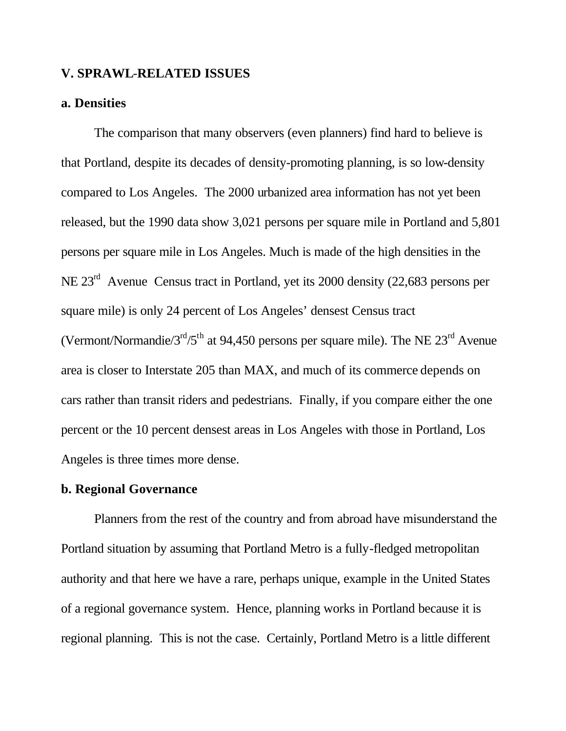### V. SPRAWL-RELATED ISSUES

#### a. Densities

The comparison that many observers (even planners) find hard to believe is that Portland, despite its decades of density-promoting planning, is so low-density compared to Los Angeles. The 2000 urbanized area information has not yet been released, but the 1990 data show 3,021 persons per square mile in Portland and 5,801 persons per square mile in Los Angeles. Much is made of the high densities in the NE 23rd Avenue Census tract in Portland, yet its 2000 density (22,683 persons per square mile) is only 24 percent of Los Angeles' densest Census tract (Vermont/Normandie/3rd/5th at 94,450 persons per square mile). The NE 23rd Avenue area is closer to Interstate 205 than MAX, and much of its commerce depends on cars rather than transit riders and pedestrians. Finally, if you compare either the one percent or the 10 percent densest areas in Los Angeles with those in Portland, Los Angeles is three times more dense.

#### b. Regional Governance

Planners from the rest of the country and from abroad have misunderstand the Portland situation by assuming that Portland Metro is a fully-fledged metropolitan authority and that here we have a rare, perhaps unique, example in the United States of a regional governance system. Hence, planning works in Portland because it is regional planning. This is not the case. Certainly, Portland Metro is a little different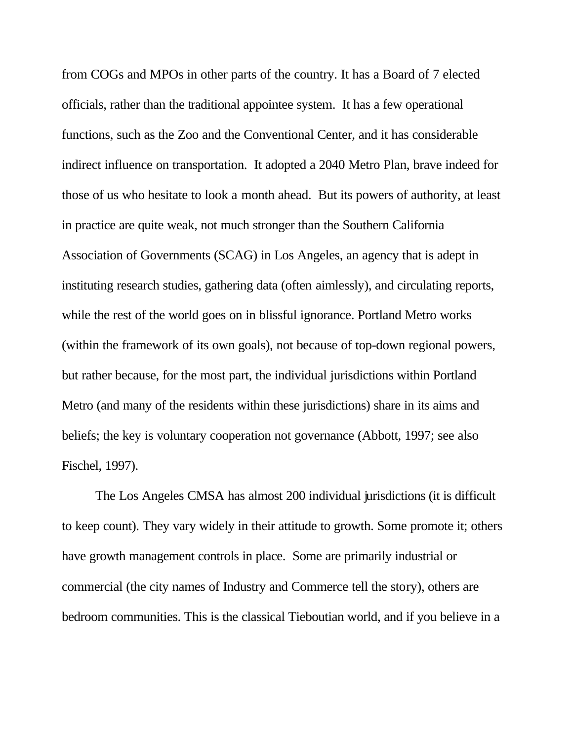from COGs and MPOs in other parts of the country. It has a Board of 7 elected officials, rather than the traditional appointee system. It has a few operational functions, such as the Zoo and the Conventional Center, and it has considerable indirect influence on transportation. It adopted a 2040 Metro Plan, brave indeed for those of us who hesitate to look a month ahead. But its powers of authority, at least in practice are quite weak, not much stronger than the Southern California Association of Governments (SCAG) in Los Angeles, an agency that is adept in instituting research studies, gathering data (often aimlessly), and circulating reports, while the rest of the world goes on in blissful ignorance. Portland Metro works (within the framework of its own goals), not because of top-down regional powers, but rather because, for the most part, the individual jurisdictions within Portland Metro (and many of the residents within these jurisdictions) share in its aims and beliefs; the key is voluntary cooperation not governance (Abbott, 1997; see also Fischel, 1997).

The Los Angeles CMSA has almost 200 individual jurisdictions (it is difficult to keep count). They vary widely in their attitude to growth. Some promote it; others have growth management controls in place. Some are primarily industrial or commercial (the city names of Industry and Commerce tell the story), others are bedroom communities. This is the classical Tieboutian world, and if you believe in a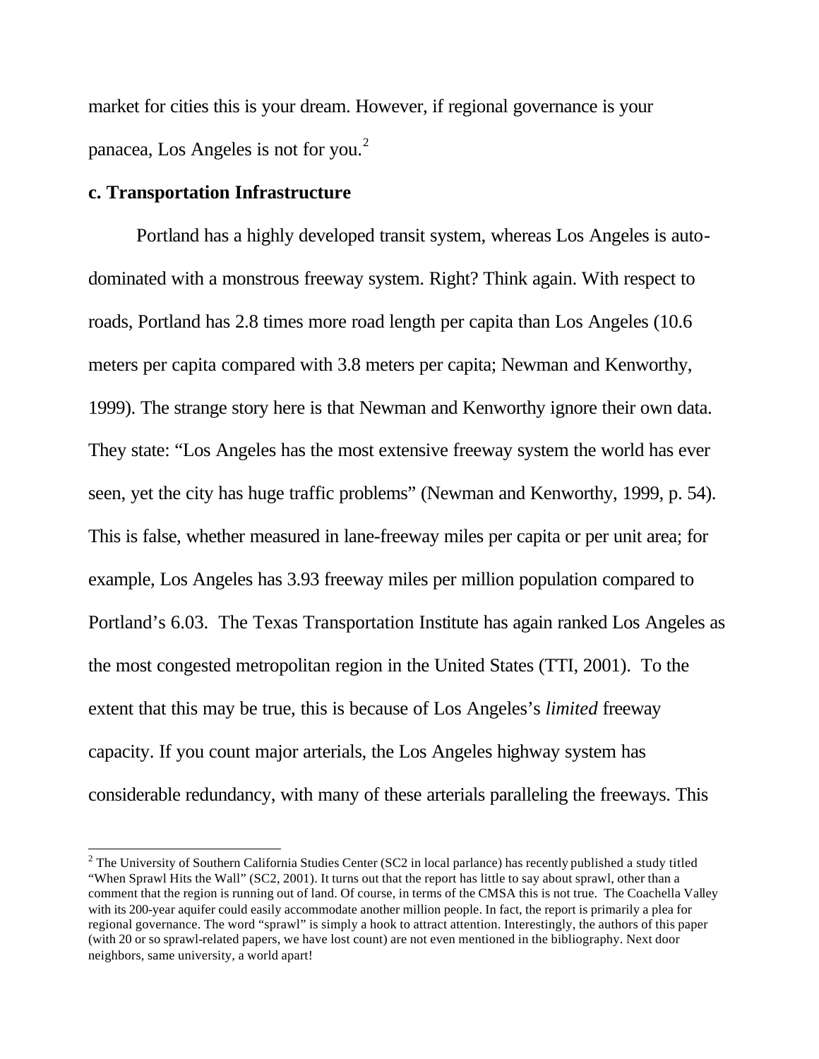market for cities this is your dream. However, if regional governance is your panacea, Los Angeles is not for you.[2]

### c. Transportation Infrastructure

Portland has a highly developed transit system, whereas Los Angeles is auto-dominated with a monstrous freeway system. Right? Think again. With respect to roads, Portland has 2.8 times more road length per capita than Los Angeles (10.6 meters per capita compared with 3.8 meters per capita; Newman and Kenworthy, 1999). The strange story here is that Newman and Kenworthy ignore their own data. They state: "Los Angeles has the most extensive freeway system the world has ever seen, yet the city has huge traffic problems" (Newman and Kenworthy, 1999, p. 54). This is false, whether measured in lane-freeway miles per capita or per unit area; for example, Los Angeles has 3.93 freeway miles per million population compared to Portland's 6.03. The Texas Transportation Institute has again ranked Los Angeles as the most congested metropolitan region in the United States (TTI, 2001). To the extent that this may be true, this is because of Los Angeles's *limited* freeway capacity. If you count major arterials, the Los Angeles highway system has considerable redundancy, with many of these arterials paralleling the freeways. This

---

[2] The University of Southern California Studies Center (SC2 in local parlance) has recently published a study titled "When Sprawl Hits the Wall" (SC2, 2001). It turns out that the report has little to say about sprawl, other than a comment that the region is running out of land. Of course, in terms of the CMSA this is not true. The Coachella Valley with its 200-year aquifer could easily accommodate another million people. In fact, the report is primarily a plea for regional governance. The word "sprawl" is simply a hook to attract attention. Interestingly, the authors of this paper (with 20 or so sprawl-related papers, we have lost count) are not even mentioned in the bibliography. Next door neighbors, same university, a world apart!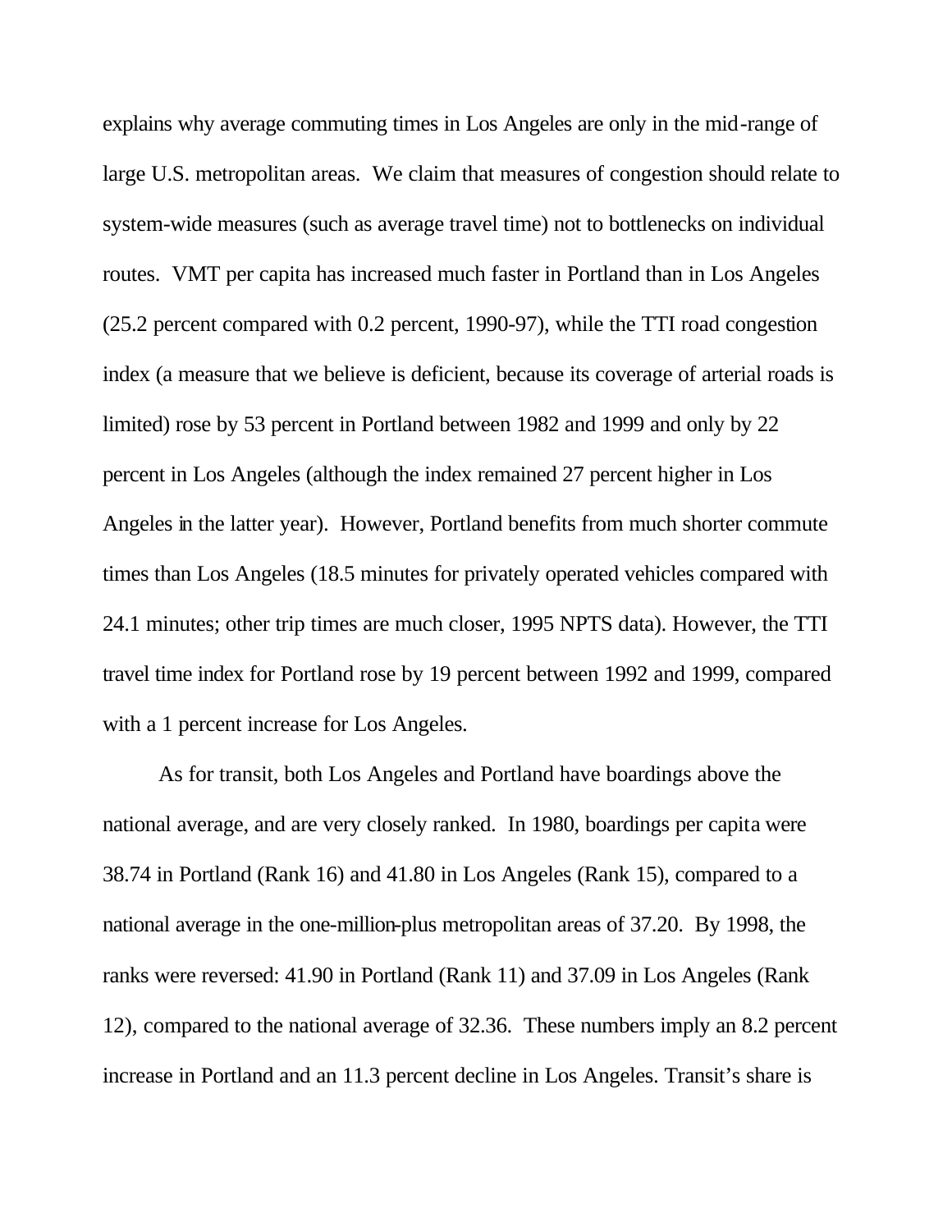explains why average commuting times in Los Angeles are only in the mid-range of large U.S. metropolitan areas. We claim that measures of congestion should relate to system-wide measures (such as average travel time) not to bottlenecks on individual routes. VMT per capita has increased much faster in Portland than in Los Angeles (25.2 percent compared with 0.2 percent, 1990-97), while the TTI road congestion index (a measure that we believe is deficient, because its coverage of arterial roads is limited) rose by 53 percent in Portland between 1982 and 1999 and only by 22 percent in Los Angeles (although the index remained 27 percent higher in Los Angeles in the latter year). However, Portland benefits from much shorter commute times than Los Angeles (18.5 minutes for privately operated vehicles compared with 24.1 minutes; other trip times are much closer, 1995 NPTS data). However, the TTI travel time index for Portland rose by 19 percent between 1992 and 1999, compared with a 1 percent increase for Los Angeles.

As for transit, both Los Angeles and Portland have boardings above the national average, and are very closely ranked. In 1980, boardings per capita were 38.74 in Portland (Rank 16) and 41.80 in Los Angeles (Rank 15), compared to a national average in the one-million-plus metropolitan areas of 37.20. By 1998, the ranks were reversed: 41.90 in Portland (Rank 11) and 37.09 in Los Angeles (Rank 12), compared to the national average of 32.36. These numbers imply an 8.2 percent increase in Portland and an 11.3 percent decline in Los Angeles. Transit's share is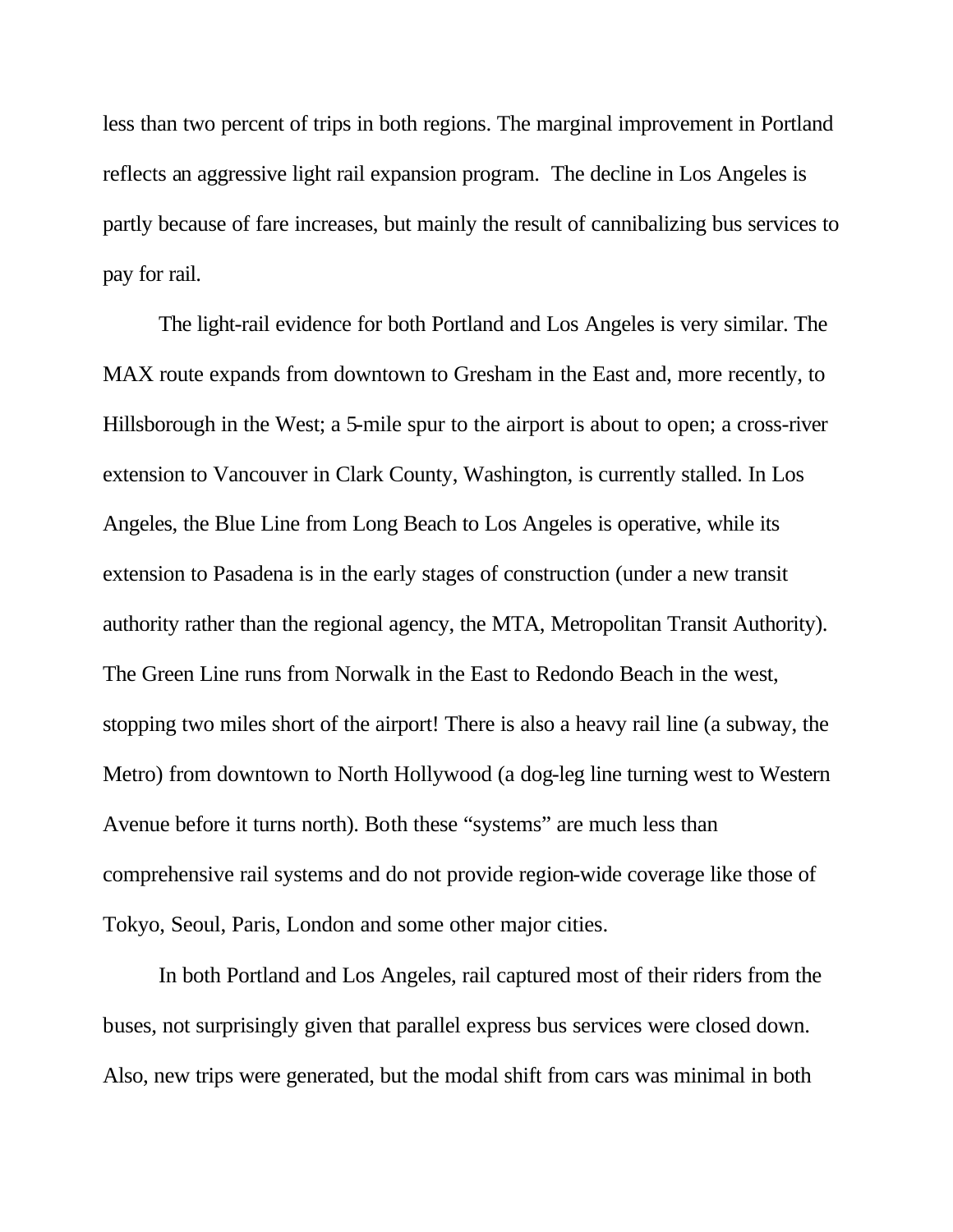less than two percent of trips in both regions. The marginal improvement in Portland reflects an aggressive light rail expansion program.  The decline in Los Angeles is partly because of fare increases, but mainly the result of cannibalizing bus services to pay for rail.

The light-rail evidence for both Portland and Los Angeles is very similar. The MAX route expands from downtown to Gresham in the East and, more recently, to Hillsborough in the West; a 5-mile spur to the airport is about to open; a cross-river extension to Vancouver in Clark County, Washington, is currently stalled. In Los Angeles, the Blue Line from Long Beach to Los Angeles is operative, while its extension to Pasadena is in the early stages of construction (under a new transit authority rather than the regional agency, the MTA, Metropolitan Transit Authority). The Green Line runs from Norwalk in the East to Redondo Beach in the west, stopping two miles short of the airport! There is also a heavy rail line (a subway, the Metro) from downtown to North Hollywood (a dog-leg line turning west to Western Avenue before it turns north). Both these "systems" are much less than comprehensive rail systems and do not provide region-wide coverage like those of Tokyo, Seoul, Paris, London and some other major cities.

In both Portland and Los Angeles, rail captured most of their riders from the buses, not surprisingly given that parallel express bus services were closed down. Also, new trips were generated, but the modal shift from cars was minimal in both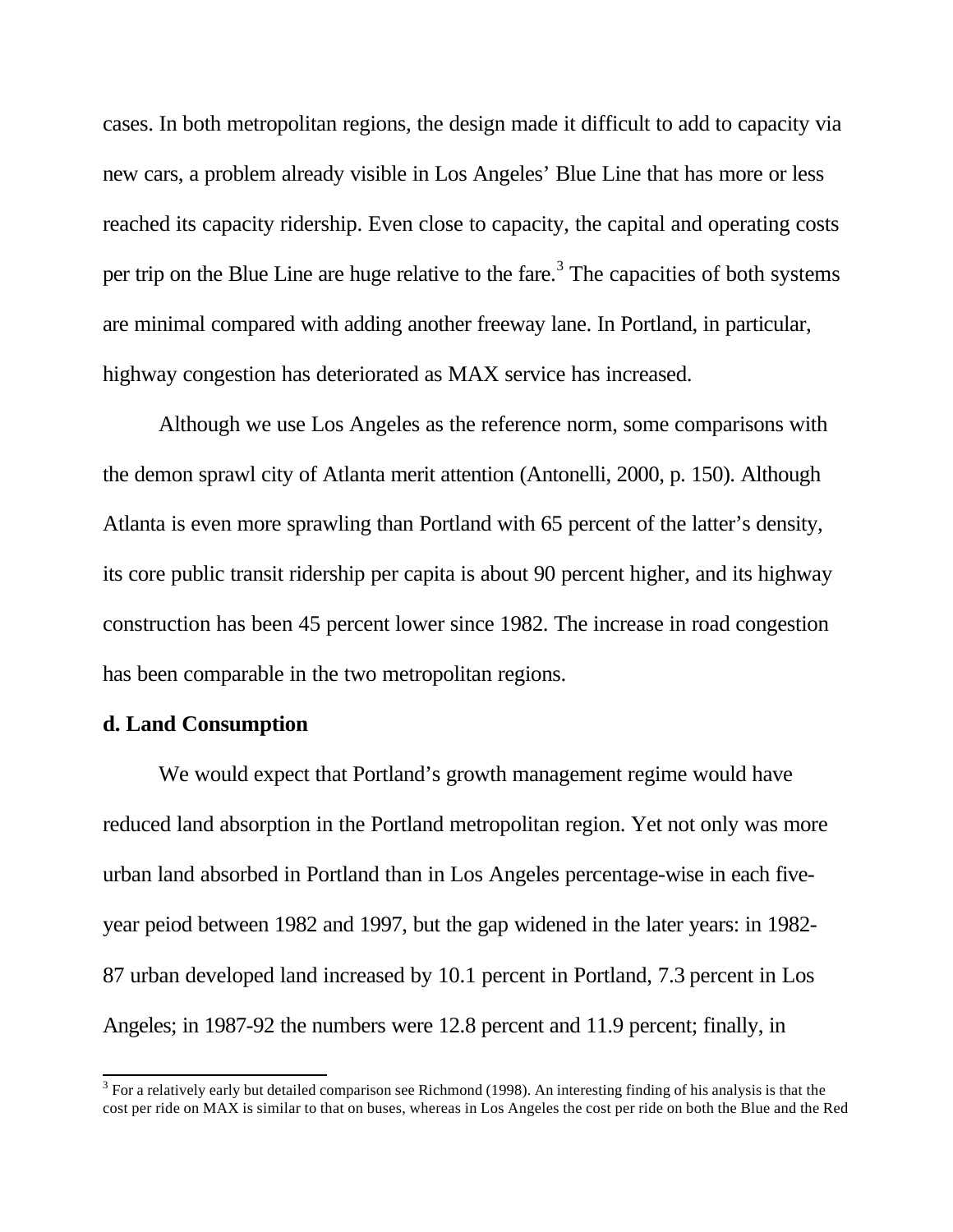cases. In both metropolitan regions, the design made it difficult to add to capacity via new cars, a problem already visible in Los Angeles' Blue Line that has more or less reached its capacity ridership. Even close to capacity, the capital and operating costs per trip on the Blue Line are huge relative to the fare.[3] The capacities of both systems are minimal compared with adding another freeway lane. In Portland, in particular, highway congestion has deteriorated as MAX service has increased.

Although we use Los Angeles as the reference norm, some comparisons with the demon sprawl city of Atlanta merit attention (Antonelli, 2000, p. 150). Although Atlanta is even more sprawling than Portland with 65 percent of the latter's density, its core public transit ridership per capita is about 90 percent higher, and its highway construction has been 45 percent lower since 1982. The increase in road congestion has been comparable in the two metropolitan regions.

**d. Land Consumption**

We would expect that Portland's growth management regime would have reduced land absorption in the Portland metropolitan region. Yet not only was more urban land absorbed in Portland than in Los Angeles percentage-wise in each five-year peiod between 1982 and 1997, but the gap widened in the later years: in 1982-87 urban developed land increased by 10.1 percent in Portland, 7.3 percent in Los Angeles; in 1987-92 the numbers were 12.8 percent and 11.9 percent; finally, in

[3] For a relatively early but detailed comparison see Richmond (1998). An interesting finding of his analysis is that the cost per ride on MAX is similar to that on buses, whereas in Los Angeles the cost per ride on both the Blue and the Red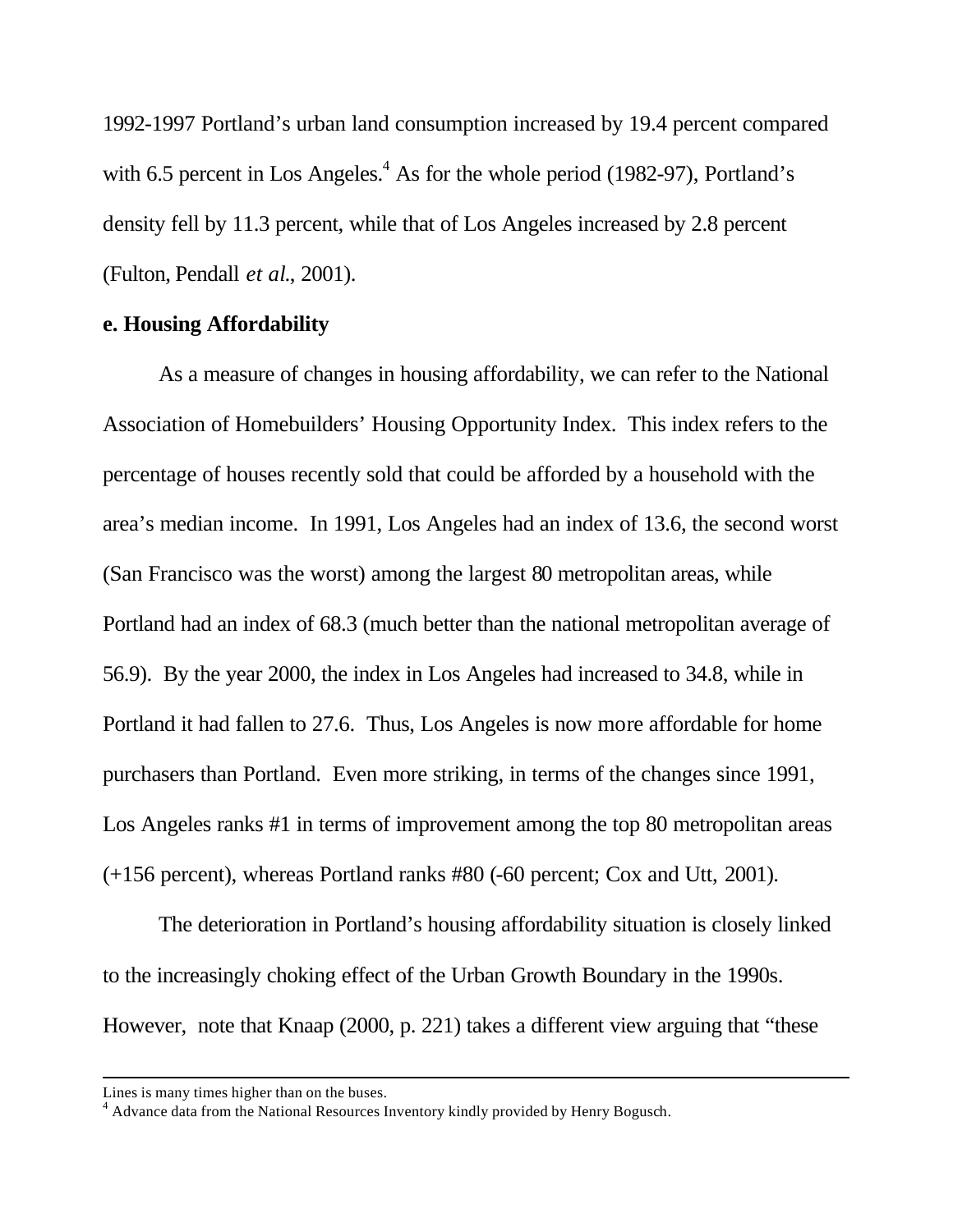1992-1997 Portland's urban land consumption increased by 19.4 percent compared with 6.5 percent in Los Angeles.[4] As for the whole period (1982-97), Portland's density fell by 11.3 percent, while that of Los Angeles increased by 2.8 percent (Fulton, Pendall *et al.*, 2001).

**e. Housing Affordability**

As a measure of changes in housing affordability, we can refer to the National Association of Homebuilders' Housing Opportunity Index. This index refers to the percentage of houses recently sold that could be afforded by a household with the area's median income. In 1991, Los Angeles had an index of 13.6, the second worst (San Francisco was the worst) among the largest 80 metropolitan areas, while Portland had an index of 68.3 (much better than the national metropolitan average of 56.9). By the year 2000, the index in Los Angeles had increased to 34.8, while in Portland it had fallen to 27.6. Thus, Los Angeles is now more affordable for home purchasers than Portland. Even more striking, in terms of the changes since 1991, Los Angeles ranks #1 in terms of improvement among the top 80 metropolitan areas (+156 percent), whereas Portland ranks #80 (-60 percent; Cox and Utt, 2001).

The deterioration in Portland's housing affordability situation is closely linked to the increasingly choking effect of the Urban Growth Boundary in the 1990s. However, note that Knaap (2000, p. 221) takes a different view arguing that "these

---

Lines is many times higher than on the buses.

[4] Advance data from the National Resources Inventory kindly provided by Henry Bogusch.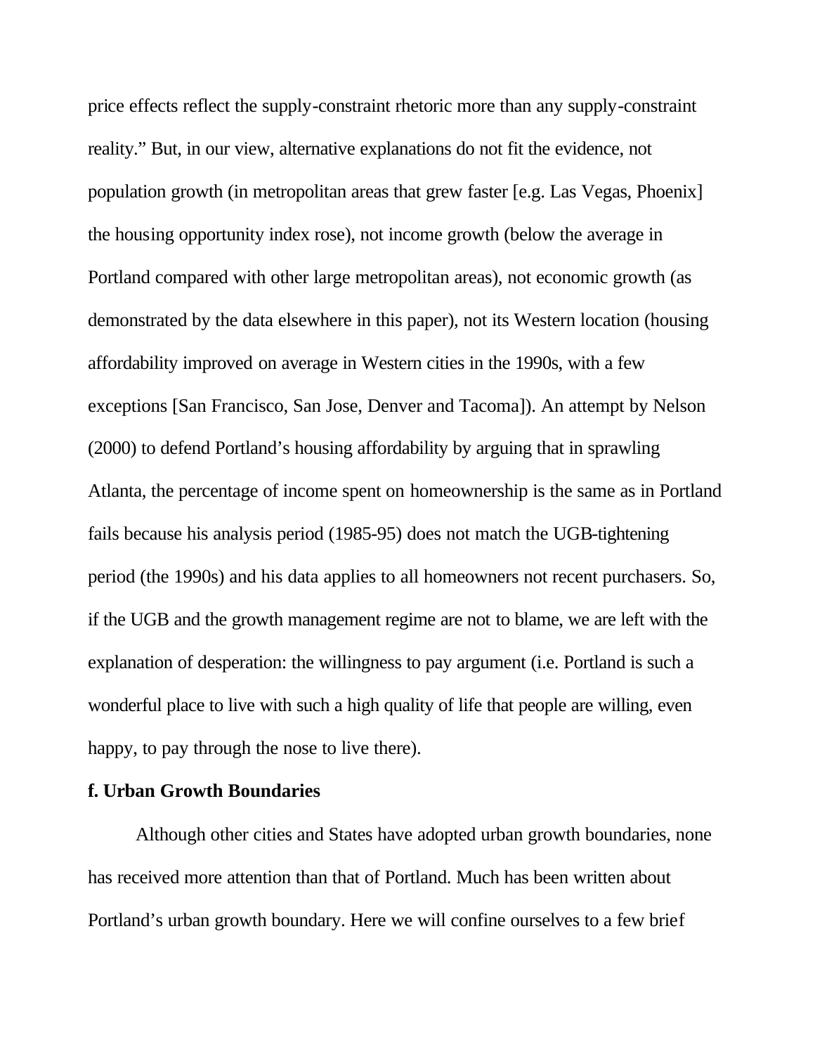price effects reflect the supply-constraint rhetoric more than any supply-constraint reality." But, in our view, alternative explanations do not fit the evidence, not population growth (in metropolitan areas that grew faster [e.g. Las Vegas, Phoenix] the housing opportunity index rose), not income growth (below the average in Portland compared with other large metropolitan areas), not economic growth (as demonstrated by the data elsewhere in this paper), not its Western location (housing affordability improved on average in Western cities in the 1990s, with a few exceptions [San Francisco, San Jose, Denver and Tacoma]). An attempt by Nelson (2000) to defend Portland's housing affordability by arguing that in sprawling Atlanta, the percentage of income spent on homeownership is the same as in Portland fails because his analysis period (1985-95) does not match the UGB-tightening period (the 1990s) and his data applies to all homeowners not recent purchasers. So, if the UGB and the growth management regime are not to blame, we are left with the explanation of desperation: the willingness to pay argument (i.e. Portland is such a wonderful place to live with such a high quality of life that people are willing, even happy, to pay through the nose to live there).

**f. Urban Growth Boundaries**

Although other cities and States have adopted urban growth boundaries, none has received more attention than that of Portland. Much has been written about Portland's urban growth boundary. Here we will confine ourselves to a few brief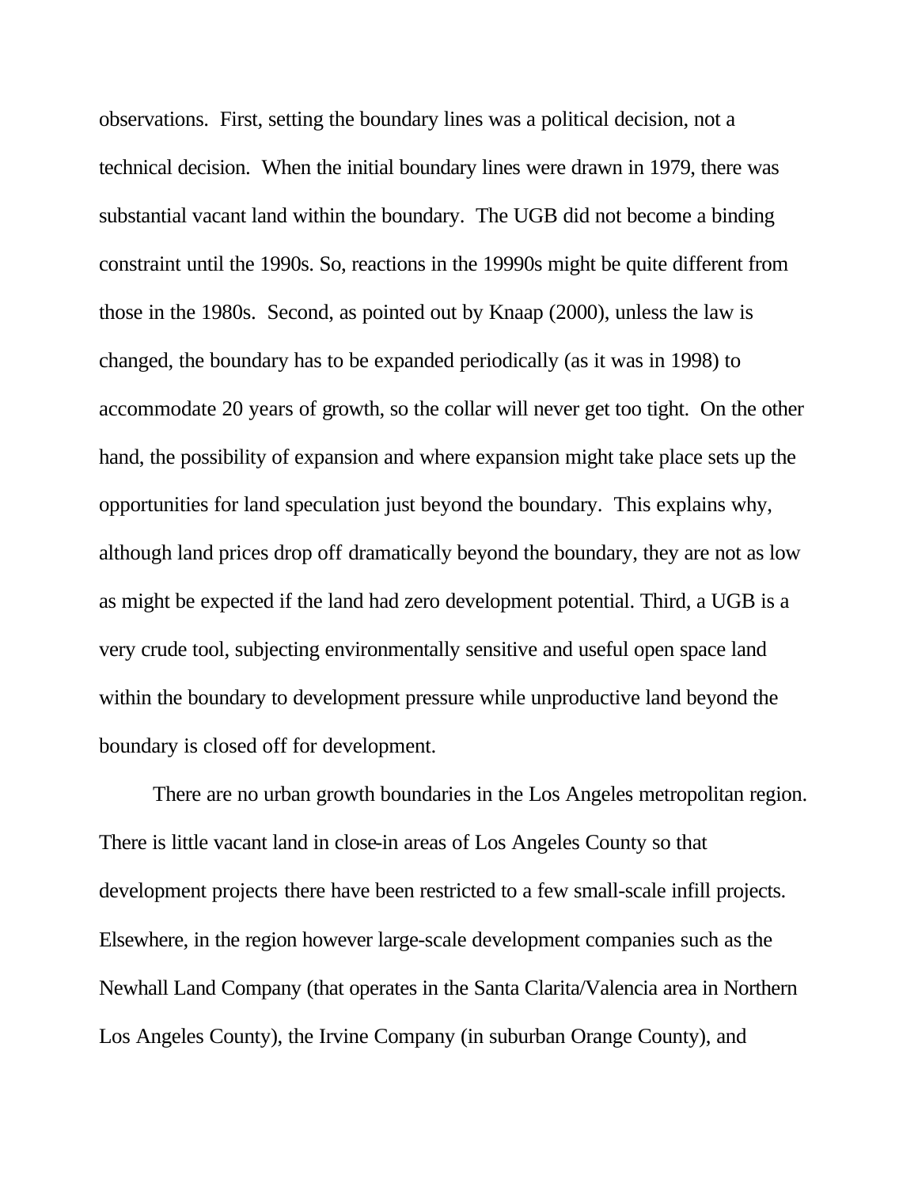observations. First, setting the boundary lines was a political decision, not a technical decision. When the initial boundary lines were drawn in 1979, there was substantial vacant land within the boundary. The UGB did not become a binding constraint until the 1990s. So, reactions in the 19990s might be quite different from those in the 1980s. Second, as pointed out by Knaap (2000), unless the law is changed, the boundary has to be expanded periodically (as it was in 1998) to accommodate 20 years of growth, so the collar will never get too tight. On the other hand, the possibility of expansion and where expansion might take place sets up the opportunities for land speculation just beyond the boundary. This explains why, although land prices drop off dramatically beyond the boundary, they are not as low as might be expected if the land had zero development potential. Third, a UGB is a very crude tool, subjecting environmentally sensitive and useful open space land within the boundary to development pressure while unproductive land beyond the boundary is closed off for development.

There are no urban growth boundaries in the Los Angeles metropolitan region. There is little vacant land in close-in areas of Los Angeles County so that development projects there have been restricted to a few small-scale infill projects. Elsewhere, in the region however large-scale development companies such as the Newhall Land Company (that operates in the Santa Clarita/Valencia area in Northern Los Angeles County), the Irvine Company (in suburban Orange County), and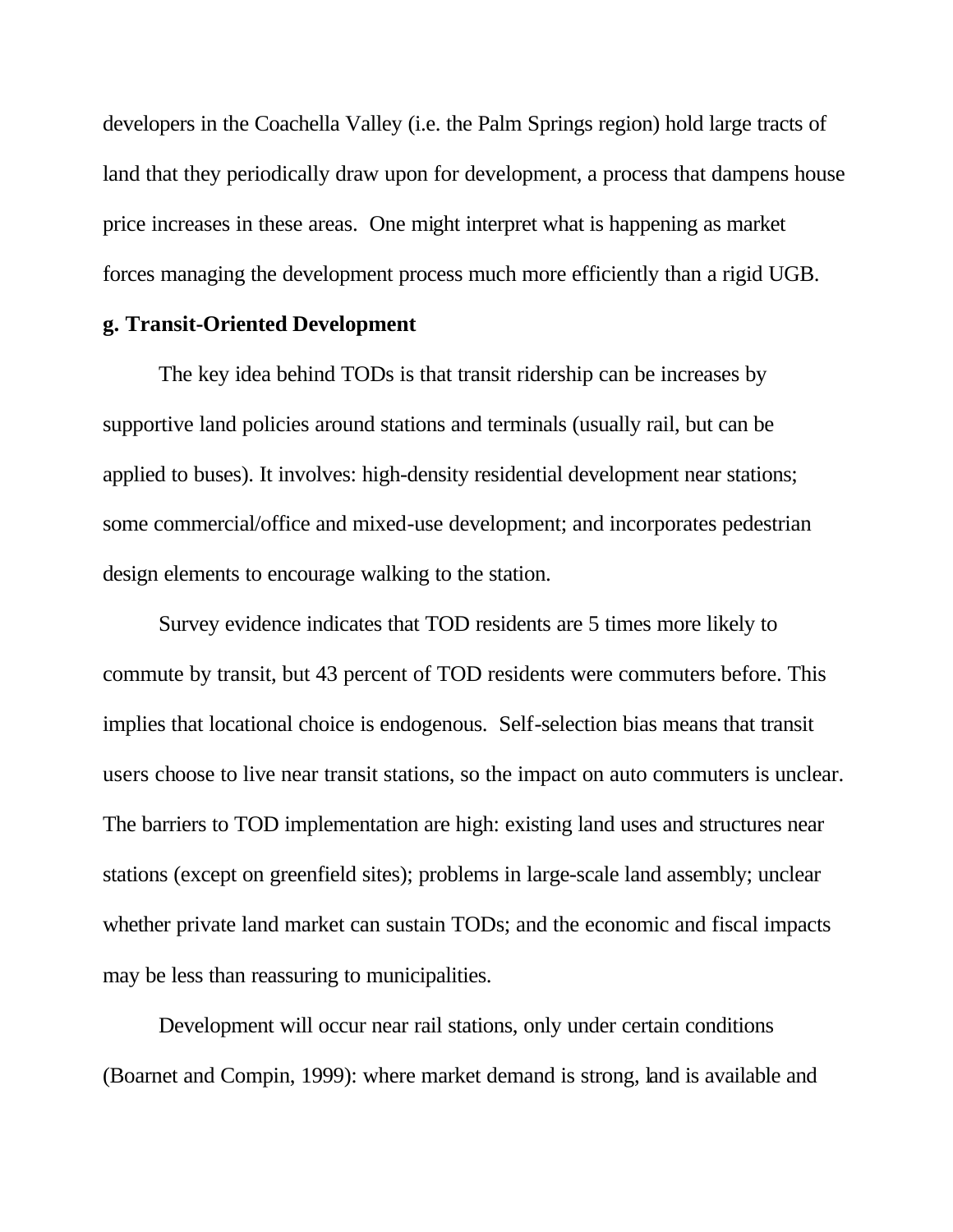developers in the Coachella Valley (i.e. the Palm Springs region) hold large tracts of land that they periodically draw upon for development, a process that dampens house price increases in these areas. One might interpret what is happening as market forces managing the development process much more efficiently than a rigid UGB.

**g. Transit-Oriented Development**

The key idea behind TODs is that transit ridership can be increases by supportive land policies around stations and terminals (usually rail, but can be applied to buses). It involves: high-density residential development near stations; some commercial/office and mixed-use development; and incorporates pedestrian design elements to encourage walking to the station.

Survey evidence indicates that TOD residents are 5 times more likely to commute by transit, but 43 percent of TOD residents were commuters before. This implies that locational choice is endogenous. Self-selection bias means that transit users choose to live near transit stations, so the impact on auto commuters is unclear. The barriers to TOD implementation are high: existing land uses and structures near stations (except on greenfield sites); problems in large-scale land assembly; unclear whether private land market can sustain TODs; and the economic and fiscal impacts may be less than reassuring to municipalities.

Development will occur near rail stations, only under certain conditions (Boarnet and Compin, 1999): where market demand is strong, land is available and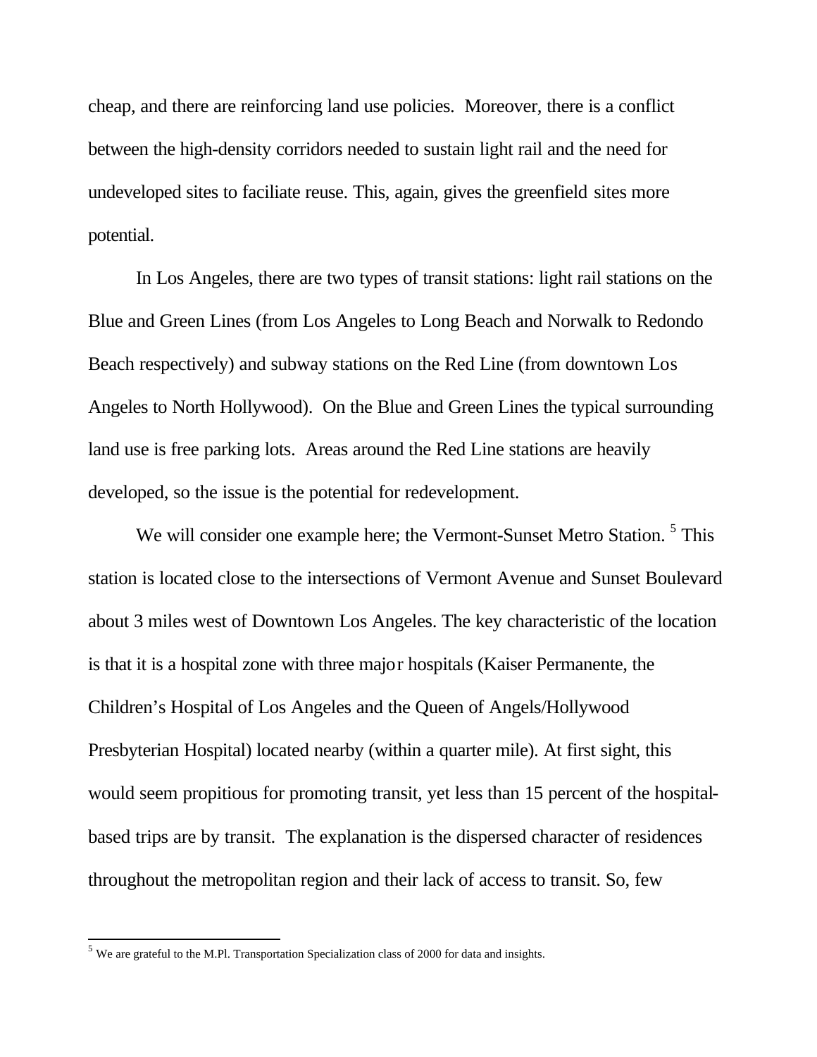cheap, and there are reinforcing land use policies. Moreover, there is a conflict between the high-density corridors needed to sustain light rail and the need for undeveloped sites to faciliate reuse. This, again, gives the greenfield sites more potential.

In Los Angeles, there are two types of transit stations: light rail stations on the Blue and Green Lines (from Los Angeles to Long Beach and Norwalk to Redondo Beach respectively) and subway stations on the Red Line (from downtown Los Angeles to North Hollywood). On the Blue and Green Lines the typical surrounding land use is free parking lots. Areas around the Red Line stations are heavily developed, so the issue is the potential for redevelopment.

We will consider one example here; the Vermont-Sunset Metro Station. [5] This station is located close to the intersections of Vermont Avenue and Sunset Boulevard about 3 miles west of Downtown Los Angeles. The key characteristic of the location is that it is a hospital zone with three major hospitals (Kaiser Permanente, the Children's Hospital of Los Angeles and the Queen of Angels/Hollywood Presbyterian Hospital) located nearby (within a quarter mile). At first sight, this would seem propitious for promoting transit, yet less than 15 percent of the hospital-based trips are by transit. The explanation is the dispersed character of residences throughout the metropolitan region and their lack of access to transit. So, few

[5] We are grateful to the M.Pl. Transportation Specialization class of 2000 for data and insights.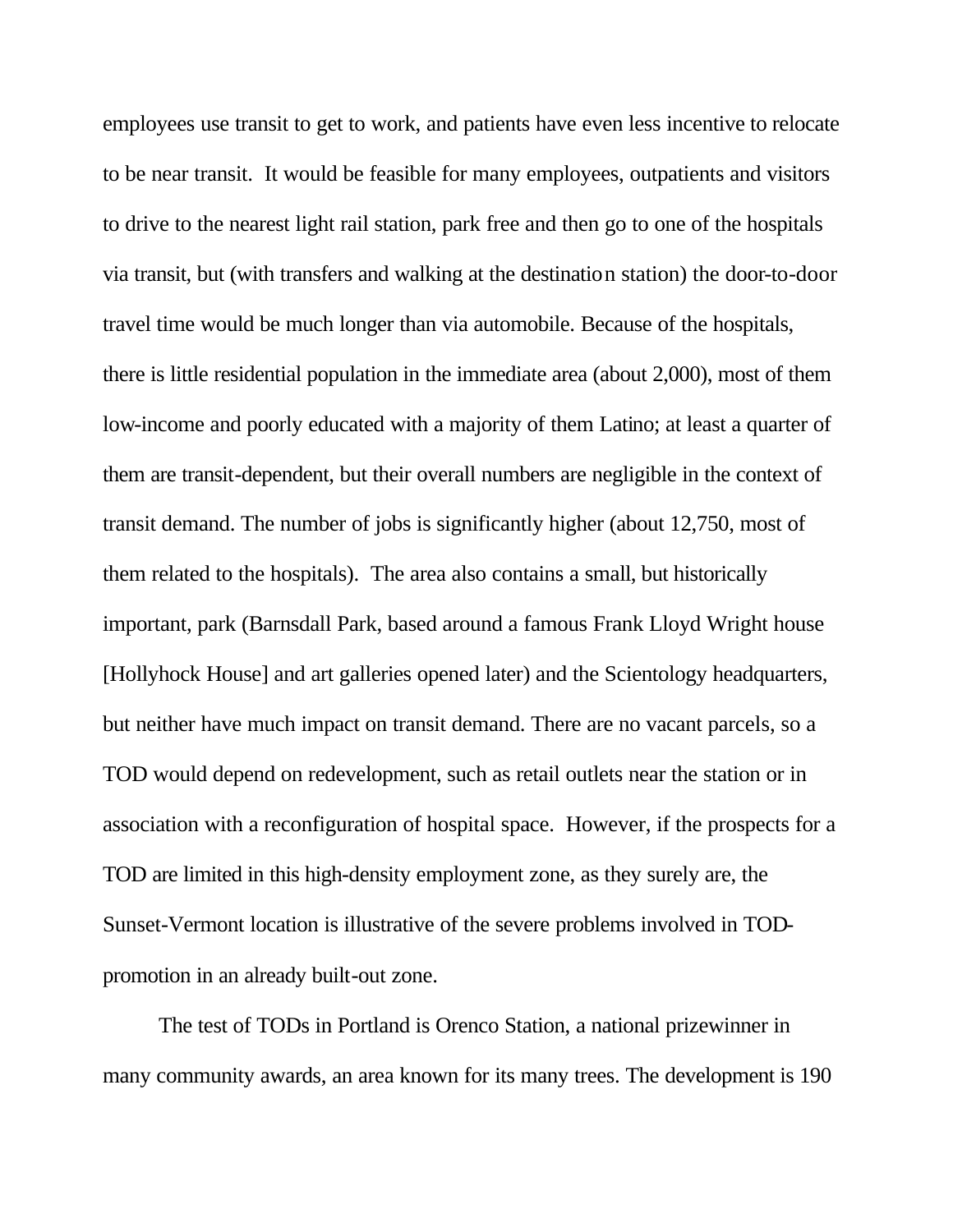employees use transit to get to work, and patients have even less incentive to relocate to be near transit. It would be feasible for many employees, outpatients and visitors to drive to the nearest light rail station, park free and then go to one of the hospitals via transit, but (with transfers and walking at the destination station) the door-to-door travel time would be much longer than via automobile. Because of the hospitals, there is little residential population in the immediate area (about 2,000), most of them low-income and poorly educated with a majority of them Latino; at least a quarter of them are transit-dependent, but their overall numbers are negligible in the context of transit demand. The number of jobs is significantly higher (about 12,750, most of them related to the hospitals). The area also contains a small, but historically important, park (Barnsdall Park, based around a famous Frank Lloyd Wright house [Hollyhock House] and art galleries opened later) and the Scientology headquarters, but neither have much impact on transit demand. There are no vacant parcels, so a TOD would depend on redevelopment, such as retail outlets near the station or in association with a reconfiguration of hospital space. However, if the prospects for a TOD are limited in this high-density employment zone, as they surely are, the Sunset-Vermont location is illustrative of the severe problems involved in TOD-promotion in an already built-out zone.

The test of TODs in Portland is Orenco Station, a national prizewinner in many community awards, an area known for its many trees. The development is 190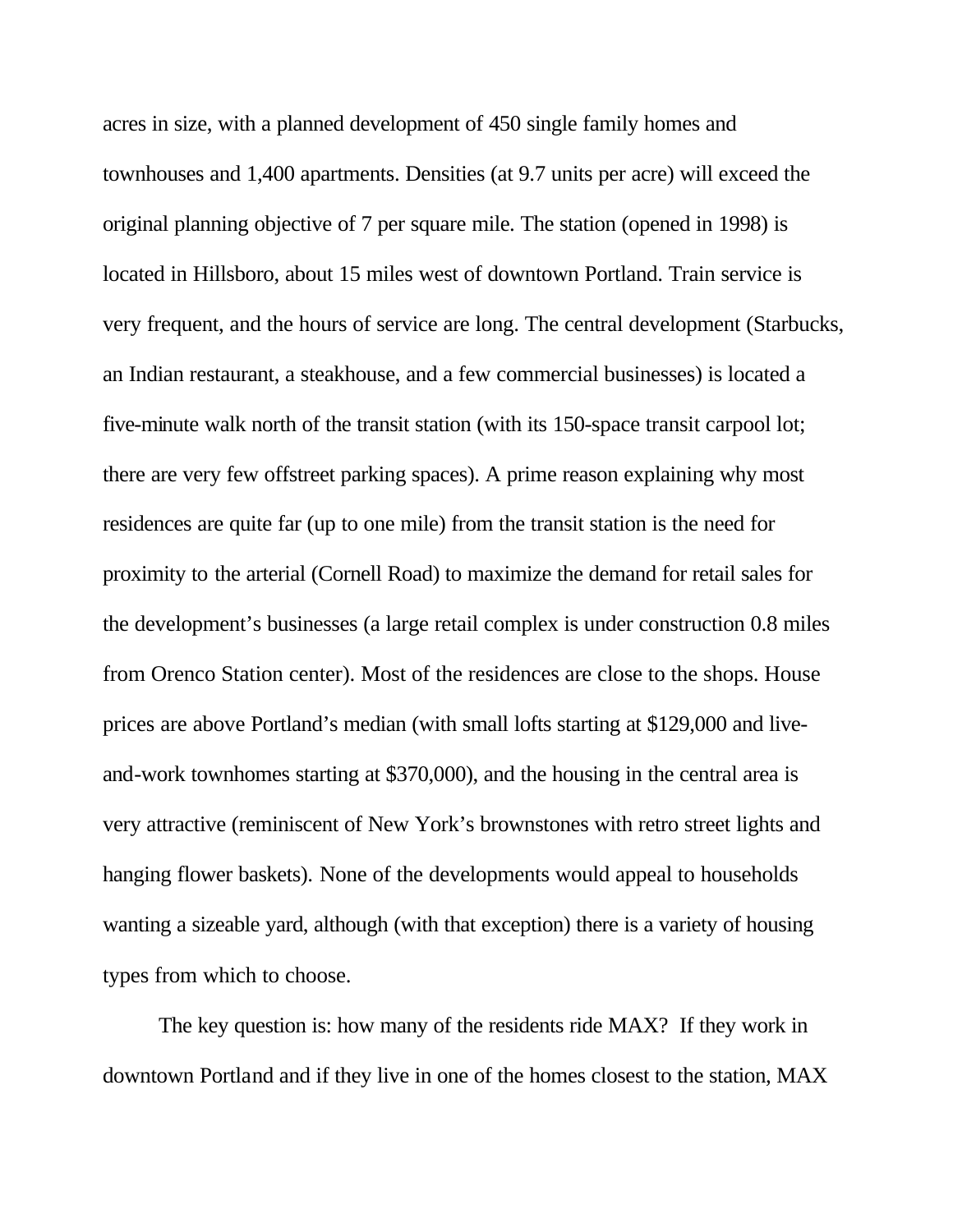acres in size, with a planned development of 450 single family homes and townhouses and 1,400 apartments. Densities (at 9.7 units per acre) will exceed the original planning objective of 7 per square mile. The station (opened in 1998) is located in Hillsboro, about 15 miles west of downtown Portland. Train service is very frequent, and the hours of service are long. The central development (Starbucks, an Indian restaurant, a steakhouse, and a few commercial businesses) is located a five-minute walk north of the transit station (with its 150-space transit carpool lot; there are very few offstreet parking spaces). A prime reason explaining why most residences are quite far (up to one mile) from the transit station is the need for proximity to the arterial (Cornell Road) to maximize the demand for retail sales for the development's businesses (a large retail complex is under construction 0.8 miles from Orenco Station center). Most of the residences are close to the shops. House prices are above Portland's median (with small lofts starting at $129,000 and live-and-work townhomes starting at $370,000), and the housing in the central area is very attractive (reminiscent of New York's brownstones with retro street lights and hanging flower baskets). None of the developments would appeal to households wanting a sizeable yard, although (with that exception) there is a variety of housing types from which to choose.

The key question is: how many of the residents ride MAX? If they work in downtown Portland and if they live in one of the homes closest to the station, MAX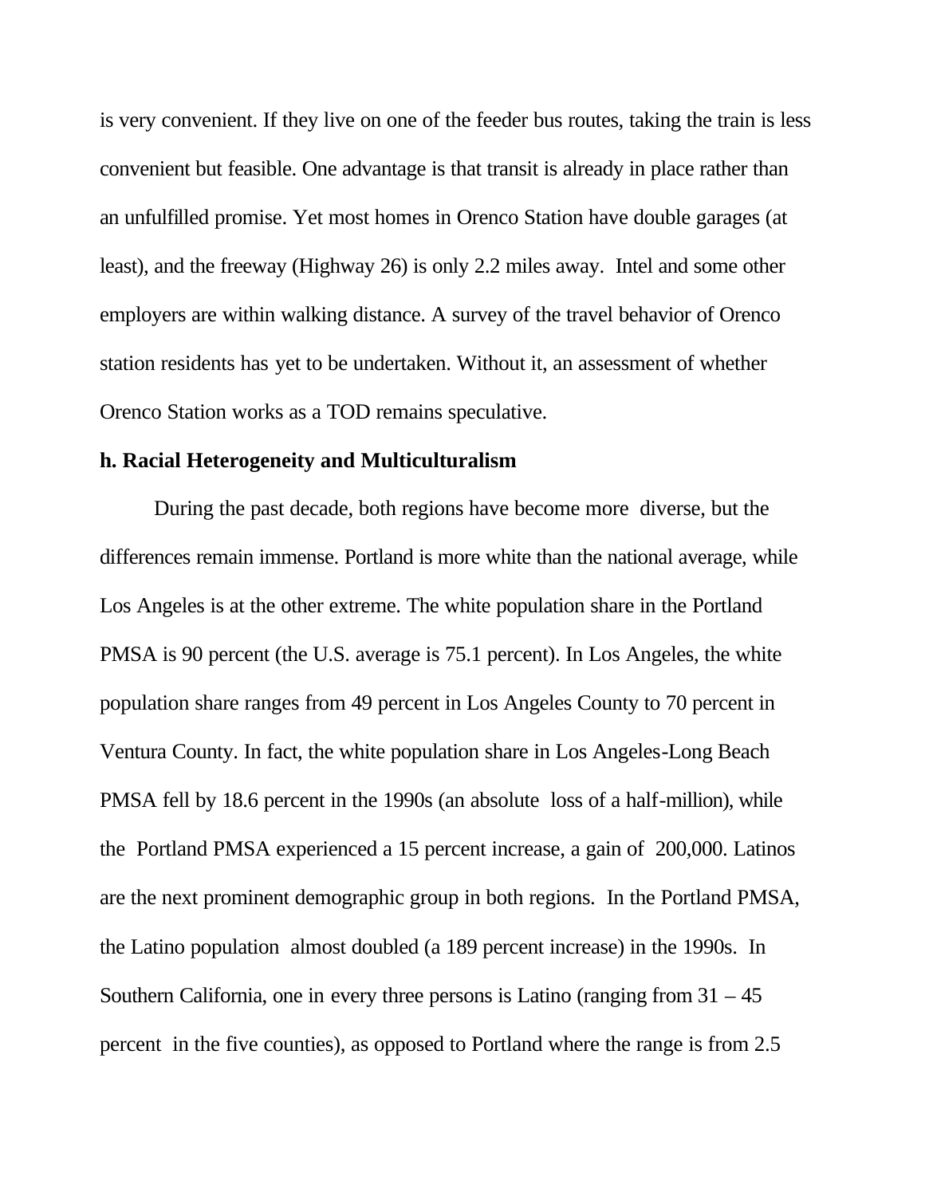is very convenient. If they live on one of the feeder bus routes, taking the train is less convenient but feasible. One advantage is that transit is already in place rather than an unfulfilled promise. Yet most homes in Orenco Station have double garages (at least), and the freeway (Highway 26) is only 2.2 miles away. Intel and some other employers are within walking distance. A survey of the travel behavior of Orenco station residents has yet to be undertaken. Without it, an assessment of whether Orenco Station works as a TOD remains speculative.

**h. Racial Heterogeneity and Multiculturalism**

During the past decade, both regions have become more diverse, but the differences remain immense. Portland is more white than the national average, while Los Angeles is at the other extreme. The white population share in the Portland PMSA is 90 percent (the U.S. average is 75.1 percent). In Los Angeles, the white population share ranges from 49 percent in Los Angeles County to 70 percent in Ventura County. In fact, the white population share in Los Angeles-Long Beach PMSA fell by 18.6 percent in the 1990s (an absolute loss of a half-million), while the Portland PMSA experienced a 15 percent increase, a gain of 200,000. Latinos are the next prominent demographic group in both regions. In the Portland PMSA, the Latino population almost doubled (a 189 percent increase) in the 1990s. In Southern California, one in every three persons is Latino (ranging from 31 – 45 percent in the five counties), as opposed to Portland where the range is from 2.5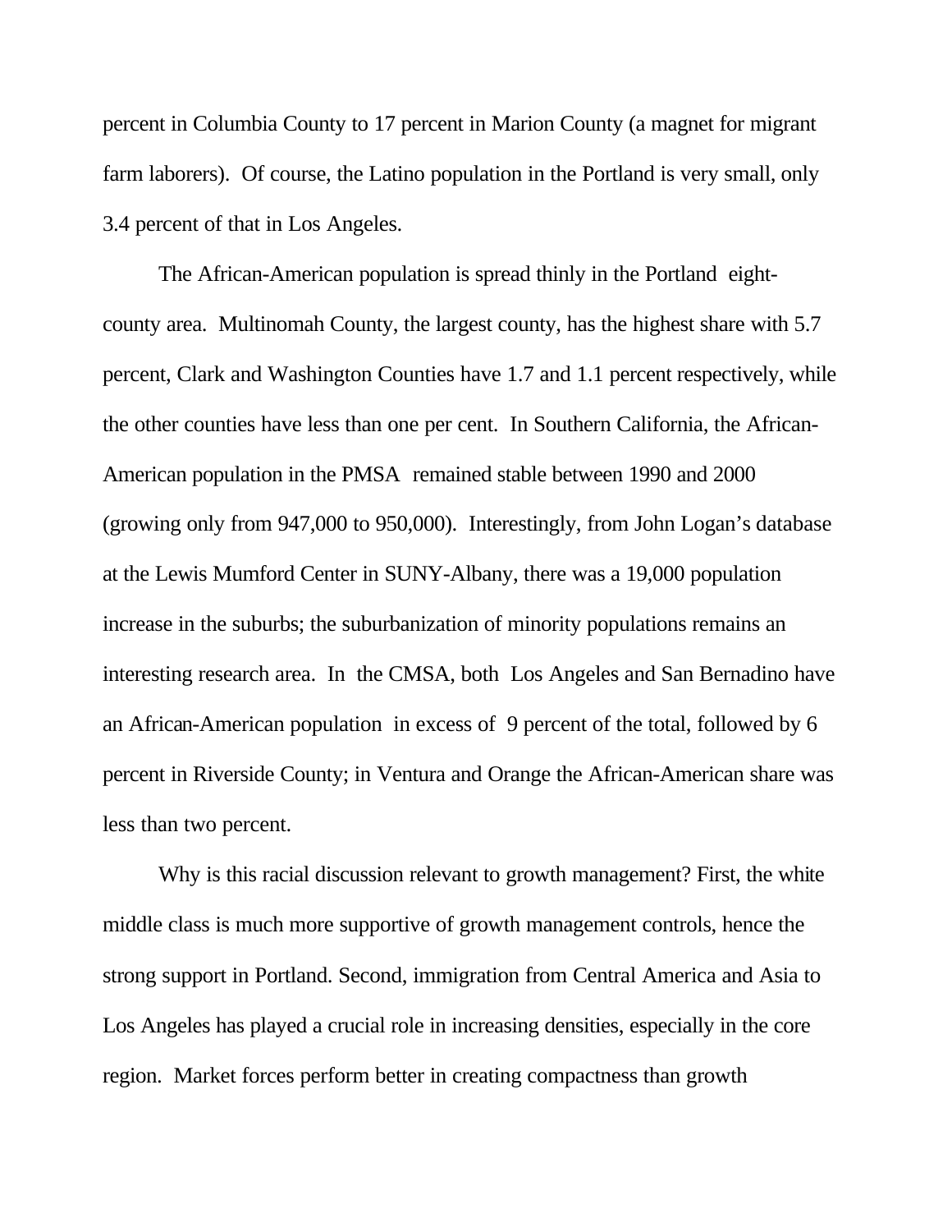percent in Columbia County to 17 percent in Marion County (a magnet for migrant farm laborers). Of course, the Latino population in the Portland is very small, only 3.4 percent of that in Los Angeles.

The African-American population is spread thinly in the Portland eight-county area. Multinomah County, the largest county, has the highest share with 5.7 percent, Clark and Washington Counties have 1.7 and 1.1 percent respectively, while the other counties have less than one per cent. In Southern California, the African-American population in the PMSA remained stable between 1990 and 2000 (growing only from 947,000 to 950,000). Interestingly, from John Logan's database at the Lewis Mumford Center in SUNY-Albany, there was a 19,000 population increase in the suburbs; the suburbanization of minority populations remains an interesting research area. In the CMSA, both Los Angeles and San Bernadino have an African-American population in excess of 9 percent of the total, followed by 6 percent in Riverside County; in Ventura and Orange the African-American share was less than two percent.

Why is this racial discussion relevant to growth management? First, the white middle class is much more supportive of growth management controls, hence the strong support in Portland. Second, immigration from Central America and Asia to Los Angeles has played a crucial role in increasing densities, especially in the core region. Market forces perform better in creating compactness than growth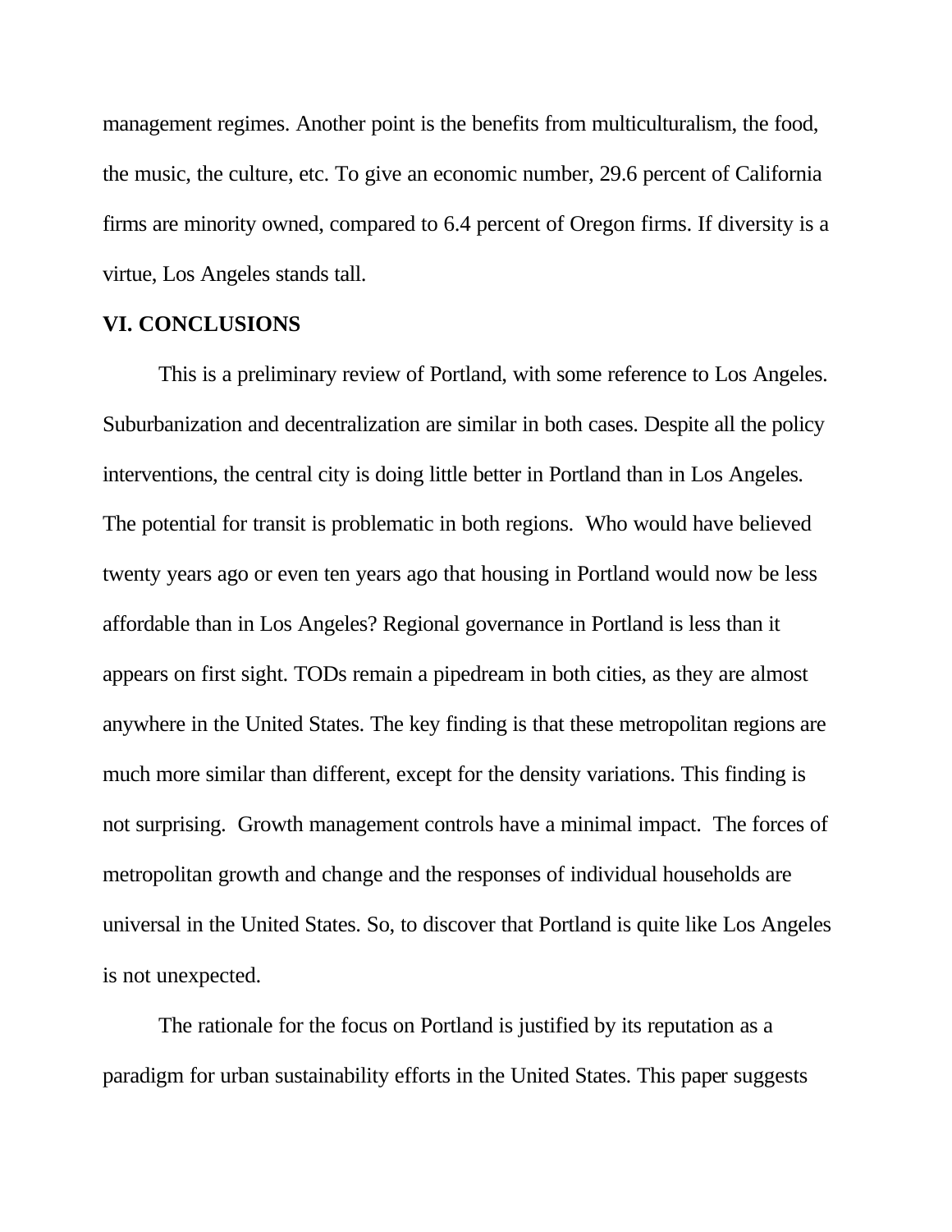management regimes. Another point is the benefits from multiculturalism, the food, the music, the culture, etc. To give an economic number, 29.6 percent of California firms are minority owned, compared to 6.4 percent of Oregon firms. If diversity is a virtue, Los Angeles stands tall.

## VI. CONCLUSIONS

This is a preliminary review of Portland, with some reference to Los Angeles. Suburbanization and decentralization are similar in both cases. Despite all the policy interventions, the central city is doing little better in Portland than in Los Angeles. The potential for transit is problematic in both regions. Who would have believed twenty years ago or even ten years ago that housing in Portland would now be less affordable than in Los Angeles? Regional governance in Portland is less than it appears on first sight. TODs remain a pipedream in both cities, as they are almost anywhere in the United States. The key finding is that these metropolitan regions are much more similar than different, except for the density variations. This finding is not surprising. Growth management controls have a minimal impact. The forces of metropolitan growth and change and the responses of individual households are universal in the United States. So, to discover that Portland is quite like Los Angeles is not unexpected.

The rationale for the focus on Portland is justified by its reputation as a paradigm for urban sustainability efforts in the United States. This paper suggests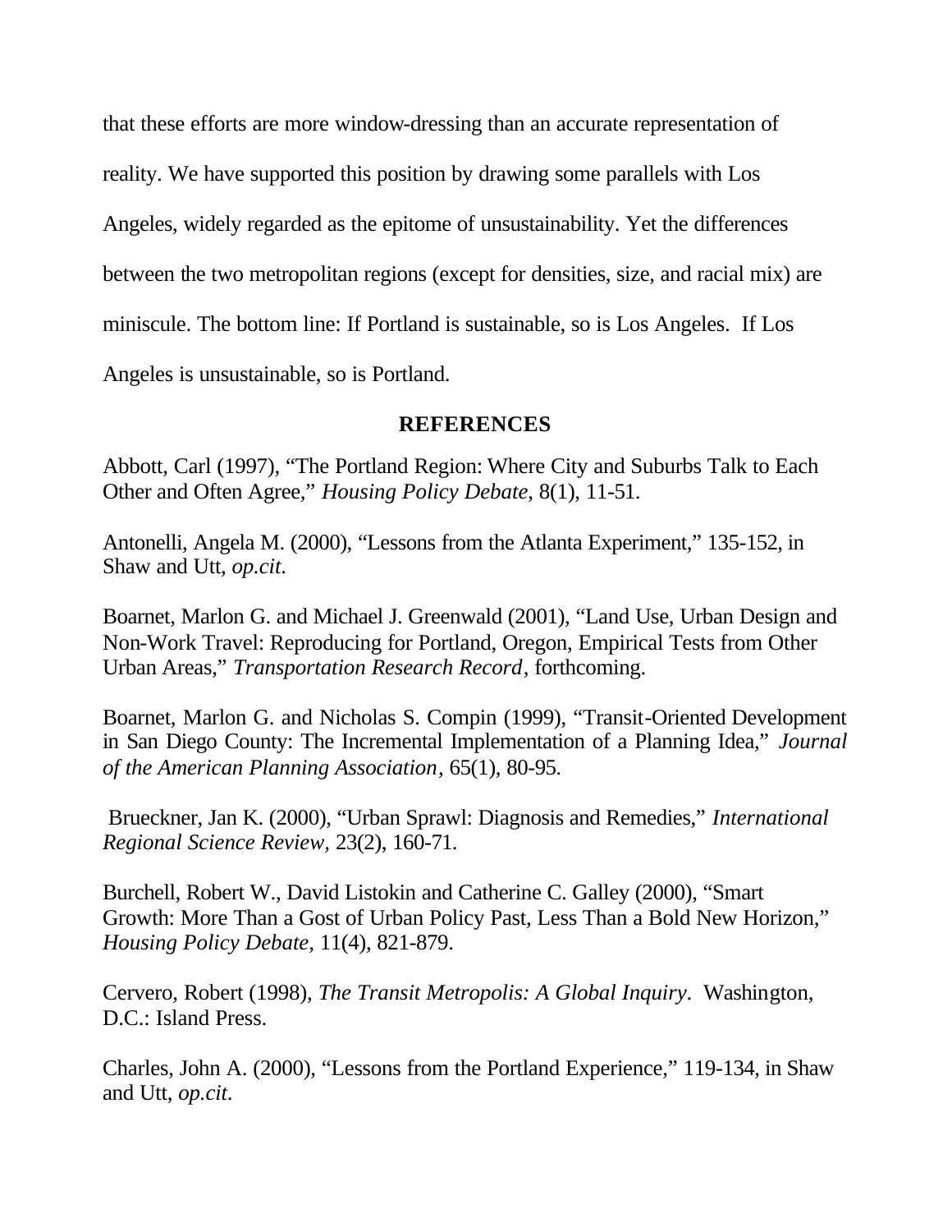that these efforts are more window-dressing than an accurate representation of reality. We have supported this position by drawing some parallels with Los Angeles, widely regarded as the epitome of unsustainability. Yet the differences between the two metropolitan regions (except for densities, size, and racial mix) are miniscule. The bottom line: If Portland is sustainable, so is Los Angeles. If Los Angeles is unsustainable, so is Portland.

## REFERENCES

Abbott, Carl (1997), "The Portland Region: Where City and Suburbs Talk to Each Other and Often Agree," *Housing Policy Debate*, 8(1), 11-51.

Antonelli, Angela M. (2000), "Lessons from the Atlanta Experiment," 135-152, in Shaw and Utt, *op.cit*.

Boarnet, Marlon G. and Michael J. Greenwald (2001), "Land Use, Urban Design and Non-Work Travel: Reproducing for Portland, Oregon, Empirical Tests from Other Urban Areas," *Transportation Research Record*, forthcoming.

Boarnet, Marlon G. and Nicholas S. Compin (1999), "Transit-Oriented Development in San Diego County: The Incremental Implementation of a Planning Idea," *Journal of the American Planning Association*, 65(1), 80-95.

Brueckner, Jan K. (2000), "Urban Sprawl: Diagnosis and Remedies," *International Regional Science Review*, 23(2), 160-71.

Burchell, Robert W., David Listokin and Catherine C. Galley (2000), "Smart Growth: More Than a Gost of Urban Policy Past, Less Than a Bold New Horizon," *Housing Policy Debate*, 11(4), 821-879.

Cervero, Robert (1998), *The Transit Metropolis: A Global Inquiry*. Washington, D.C.: Island Press.

Charles, John A. (2000), "Lessons from the Portland Experience," 119-134, in Shaw and Utt, *op.cit*.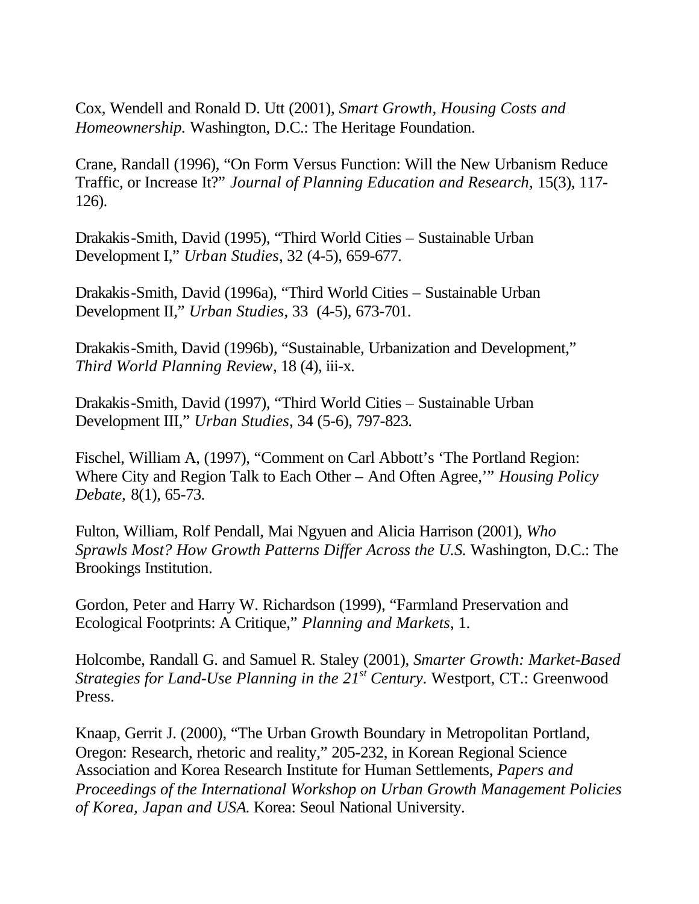Cox, Wendell and Ronald D. Utt (2001), *Smart Growth, Housing Costs and Homeownership.* Washington, D.C.: The Heritage Foundation.

Crane, Randall (1996), "On Form Versus Function: Will the New Urbanism Reduce Traffic, or Increase It?" *Journal of Planning Education and Research*, 15(3), 117-126).

Drakakis-Smith, David (1995), "Third World Cities – Sustainable Urban Development I," *Urban Studies*, 32 (4-5), 659-677.

Drakakis-Smith, David (1996a), "Third World Cities – Sustainable Urban Development II," *Urban Studies*, 33 (4-5), 673-701.

Drakakis-Smith, David (1996b), "Sustainable, Urbanization and Development," *Third World Planning Review*, 18 (4), iii-x.

Drakakis-Smith, David (1997), "Third World Cities – Sustainable Urban Development III," *Urban Studies*, 34 (5-6), 797-823.

Fischel, William A, (1997), "Comment on Carl Abbott's 'The Portland Region: Where City and Region Talk to Each Other – And Often Agree,'" *Housing Policy Debate,* 8(1), 65-73.

Fulton, William, Rolf Pendall, Mai Ngyuen and Alicia Harrison (2001), *Who Sprawls Most? How Growth Patterns Differ Across the U.S.* Washington, D.C.: The Brookings Institution.

Gordon, Peter and Harry W. Richardson (1999), "Farmland Preservation and Ecological Footprints: A Critique," *Planning and Markets*, 1.

Holcombe, Randall G. and Samuel R. Staley (2001), *Smarter Growth: Market-Based Strategies for Land-Use Planning in the 21st Century*. Westport, CT.: Greenwood Press.

Knaap, Gerrit J. (2000), "The Urban Growth Boundary in Metropolitan Portland, Oregon: Research, rhetoric and reality," 205-232, in Korean Regional Science Association and Korea Research Institute for Human Settlements, *Papers and Proceedings of the International Workshop on Urban Growth Management Policies of Korea, Japan and USA.* Korea: Seoul National University.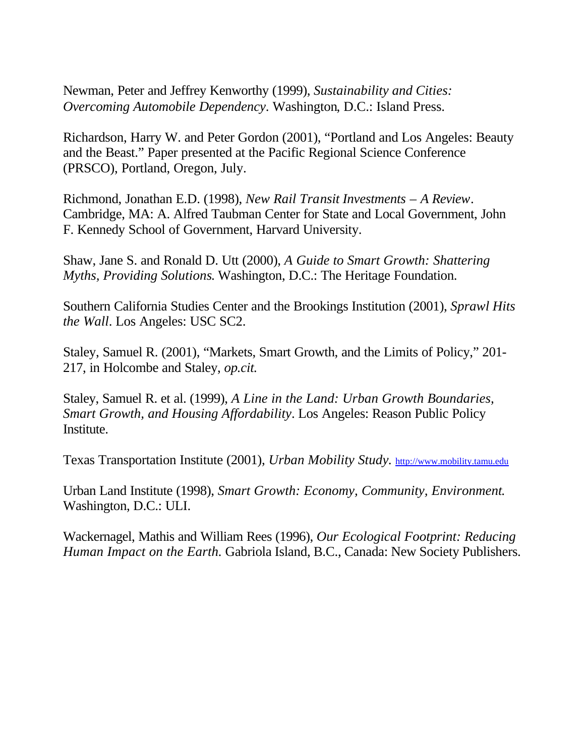Newman, Peter and Jeffrey Kenworthy (1999), *Sustainability and Cities: Overcoming Automobile Dependency*. Washington, D.C.: Island Press.

Richardson, Harry W. and Peter Gordon (2001), "Portland and Los Angeles: Beauty and the Beast." Paper presented at the Pacific Regional Science Conference (PRSCO), Portland, Oregon, July.

Richmond, Jonathan E.D. (1998), *New Rail Transit Investments – A Review*. Cambridge, MA: A. Alfred Taubman Center for State and Local Government, John F. Kennedy School of Government, Harvard University.

Shaw, Jane S. and Ronald D. Utt (2000), *A Guide to Smart Growth: Shattering Myths, Providing Solutions.* Washington, D.C.: The Heritage Foundation.

Southern California Studies Center and the Brookings Institution (2001), *Sprawl Hits the Wall*. Los Angeles: USC SC2.

Staley, Samuel R. (2001), "Markets, Smart Growth, and the Limits of Policy," 201-217, in Holcombe and Staley, *op.cit.*

Staley, Samuel R. et al. (1999), *A Line in the Land: Urban Growth Boundaries, Smart Growth, and Housing Affordability*. Los Angeles: Reason Public Policy Institute.

Texas Transportation Institute (2001), *Urban Mobility Study.* http://www.mobility.tamu.edu

Urban Land Institute (1998), *Smart Growth: Economy, Community, Environment.* Washington, D.C.: ULI.

Wackernagel, Mathis and William Rees (1996), *Our Ecological Footprint: Reducing Human Impact on the Earth.* Gabriola Island, B.C., Canada: New Society Publishers.